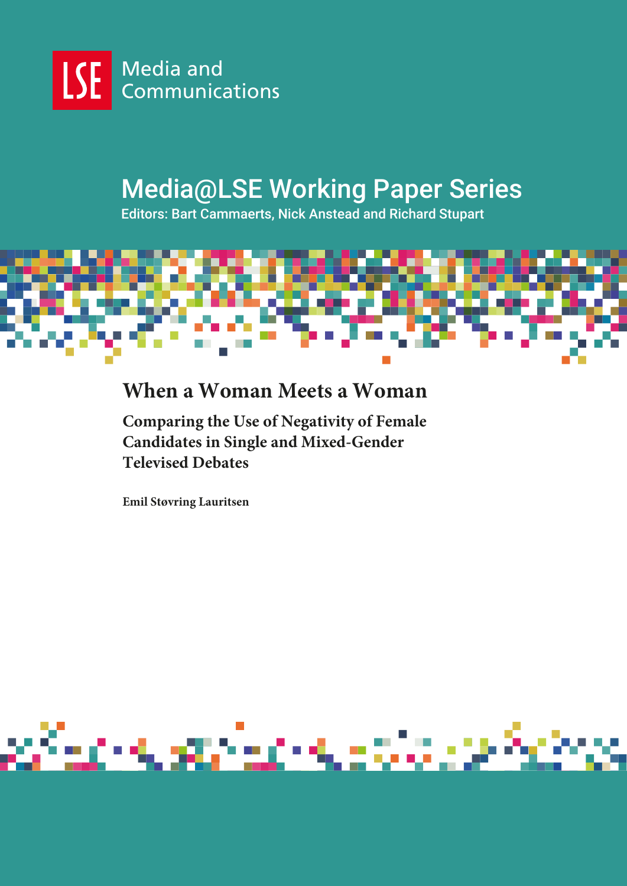LSE Media and Communications

# Media@LSE Working Paper Series

Editors: Bart Cammaerts, Nick Anstead and Richard Stupart

## When a Woman Meets a Woman

### Comparing the Use of Negativity of Female Candidates in Single and Mixed-Gender Televised Debates

**Emil Støvring Lauritsen**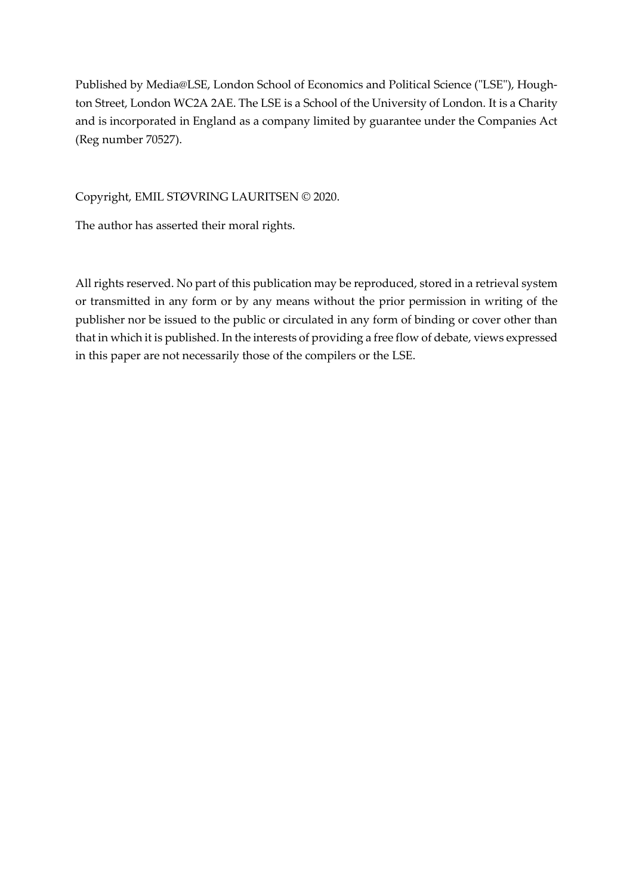Published by Media@LSE, London School of Economics and Political Science ("LSE"), Houghton Street, London WC2A 2AE. The LSE is a School of the University of London. It is a Charity and is incorporated in England as a company limited by guarantee under the Companies Act (Reg number 70527).

Copyright, EMIL STØVRING LAURITSEN © 2020.

The author has asserted their moral rights.

All rights reserved. No part of this publication may be reproduced, stored in a retrieval system or transmitted in any form or by any means without the prior permission in writing of the publisher nor be issued to the public or circulated in any form of binding or cover other than that in which it is published. In the interests of providing a free flow of debate, views expressed in this paper are not necessarily those of the compilers or the LSE.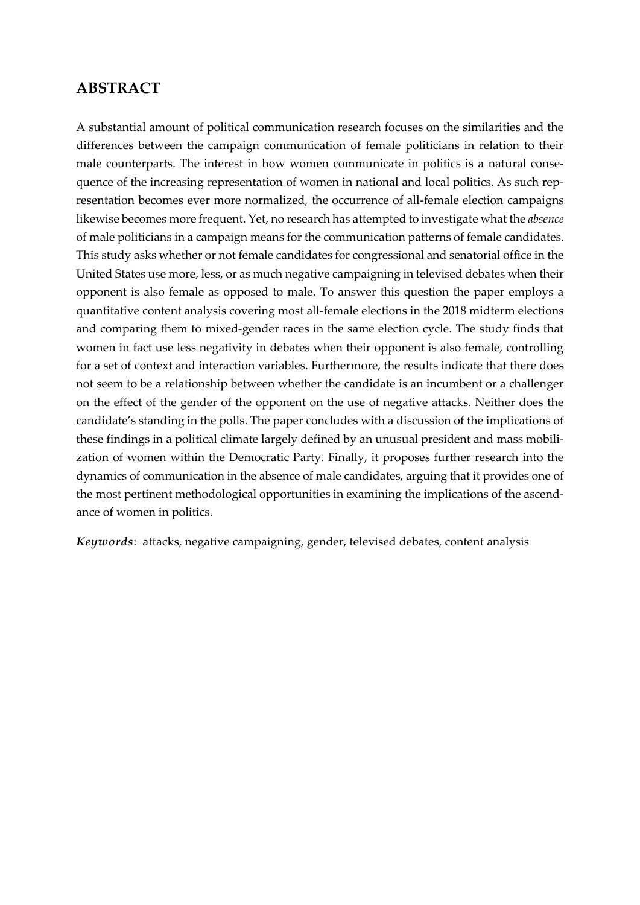## ABSTRACT

A substantial amount of political communication research focuses on the similarities and the differences between the campaign communication of female politicians in relation to their male counterparts. The interest in how women communicate in politics is a natural consequence of the increasing representation of women in national and local politics. As such representation becomes ever more normalized, the occurrence of all-female election campaigns likewise becomes more frequent. Yet, no research has attempted to investigate what the *absence* of male politicians in a campaign means for the communication patterns of female candidates. This study asks whether or not female candidates for congressional and senatorial office in the United States use more, less, or as much negative campaigning in televised debates when their opponent is also female as opposed to male. To answer this question the paper employs a quantitative content analysis covering most all-female elections in the 2018 midterm elections and comparing them to mixed-gender races in the same election cycle. The study finds that women in fact use less negativity in debates when their opponent is also female, controlling for a set of context and interaction variables. Furthermore, the results indicate that there does not seem to be a relationship between whether the candidate is an incumbent or a challenger on the effect of the gender of the opponent on the use of negative attacks. Neither does the candidate's standing in the polls. The paper concludes with a discussion of the implications of these findings in a political climate largely defined by an unusual president and mass mobilization of women within the Democratic Party. Finally, it proposes further research into the dynamics of communication in the absence of male candidates, arguing that it provides one of the most pertinent methodological opportunities in examining the implications of the ascendance of women in politics.

***Keywords***: attacks, negative campaigning, gender, televised debates, content analysis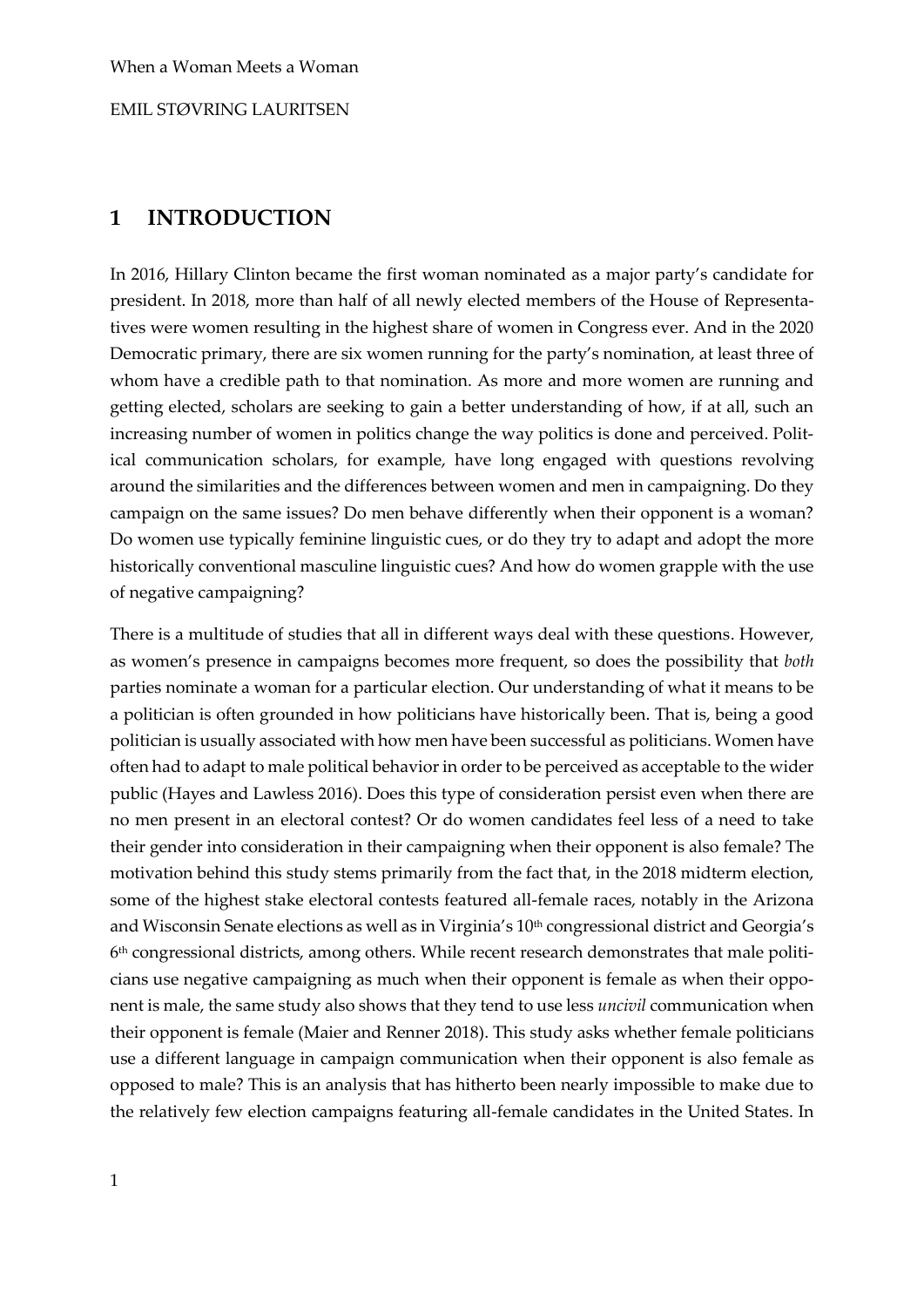# 1 INTRODUCTION

In 2016, Hillary Clinton became the first woman nominated as a major party's candidate for president. In 2018, more than half of all newly elected members of the House of Representatives were women resulting in the highest share of women in Congress ever. And in the 2020 Democratic primary, there are six women running for the party's nomination, at least three of whom have a credible path to that nomination. As more and more women are running and getting elected, scholars are seeking to gain a better understanding of how, if at all, such an increasing number of women in politics change the way politics is done and perceived. Political communication scholars, for example, have long engaged with questions revolving around the similarities and the differences between women and men in campaigning. Do they campaign on the same issues? Do men behave differently when their opponent is a woman? Do women use typically feminine linguistic cues, or do they try to adapt and adopt the more historically conventional masculine linguistic cues? And how do women grapple with the use of negative campaigning?

There is a multitude of studies that all in different ways deal with these questions. However, as women's presence in campaigns becomes more frequent, so does the possibility that *both* parties nominate a woman for a particular election. Our understanding of what it means to be a politician is often grounded in how politicians have historically been. That is, being a good politician is usually associated with how men have been successful as politicians. Women have often had to adapt to male political behavior in order to be perceived as acceptable to the wider public (Hayes and Lawless 2016). Does this type of consideration persist even when there are no men present in an electoral contest? Or do women candidates feel less of a need to take their gender into consideration in their campaigning when their opponent is also female? The motivation behind this study stems primarily from the fact that, in the 2018 midterm election, some of the highest stake electoral contests featured all-female races, notably in the Arizona and Wisconsin Senate elections as well as in Virginia's 10th congressional district and Georgia's 6th congressional districts, among others. While recent research demonstrates that male politicians use negative campaigning as much when their opponent is female as when their opponent is male, the same study also shows that they tend to use less *uncivil* communication when their opponent is female (Maier and Renner 2018). This study asks whether female politicians use a different language in campaign communication when their opponent is also female as opposed to male? This is an analysis that has hitherto been nearly impossible to make due to the relatively few election campaigns featuring all-female candidates in the United States. In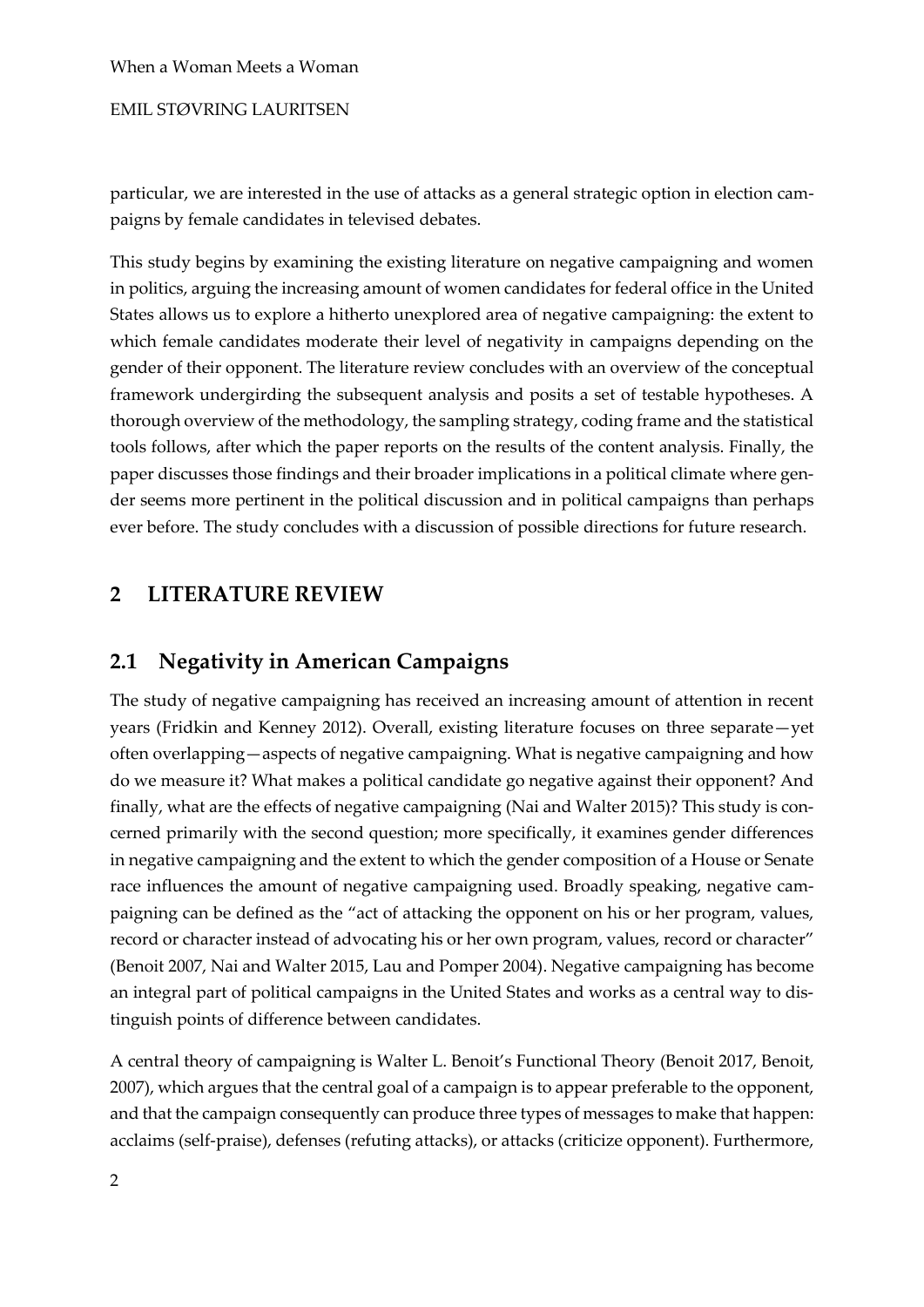particular, we are interested in the use of attacks as a general strategic option in election campaigns by female candidates in televised debates.

This study begins by examining the existing literature on negative campaigning and women in politics, arguing the increasing amount of women candidates for federal office in the United States allows us to explore a hitherto unexplored area of negative campaigning: the extent to which female candidates moderate their level of negativity in campaigns depending on the gender of their opponent. The literature review concludes with an overview of the conceptual framework undergirding the subsequent analysis and posits a set of testable hypotheses. A thorough overview of the methodology, the sampling strategy, coding frame and the statistical tools follows, after which the paper reports on the results of the content analysis. Finally, the paper discusses those findings and their broader implications in a political climate where gender seems more pertinent in the political discussion and in political campaigns than perhaps ever before. The study concludes with a discussion of possible directions for future research.

## 2 LITERATURE REVIEW

### 2.1 Negativity in American Campaigns

The study of negative campaigning has received an increasing amount of attention in recent years (Fridkin and Kenney 2012). Overall, existing literature focuses on three separate—yet often overlapping—aspects of negative campaigning. What is negative campaigning and how do we measure it? What makes a political candidate go negative against their opponent? And finally, what are the effects of negative campaigning (Nai and Walter 2015)? This study is concerned primarily with the second question; more specifically, it examines gender differences in negative campaigning and the extent to which the gender composition of a House or Senate race influences the amount of negative campaigning used. Broadly speaking, negative campaigning can be defined as the "act of attacking the opponent on his or her program, values, record or character instead of advocating his or her own program, values, record or character" (Benoit 2007, Nai and Walter 2015, Lau and Pomper 2004). Negative campaigning has become an integral part of political campaigns in the United States and works as a central way to distinguish points of difference between candidates.

A central theory of campaigning is Walter L. Benoit's Functional Theory (Benoit 2017, Benoit, 2007), which argues that the central goal of a campaign is to appear preferable to the opponent, and that the campaign consequently can produce three types of messages to make that happen: acclaims (self-praise), defenses (refuting attacks), or attacks (criticize opponent). Furthermore,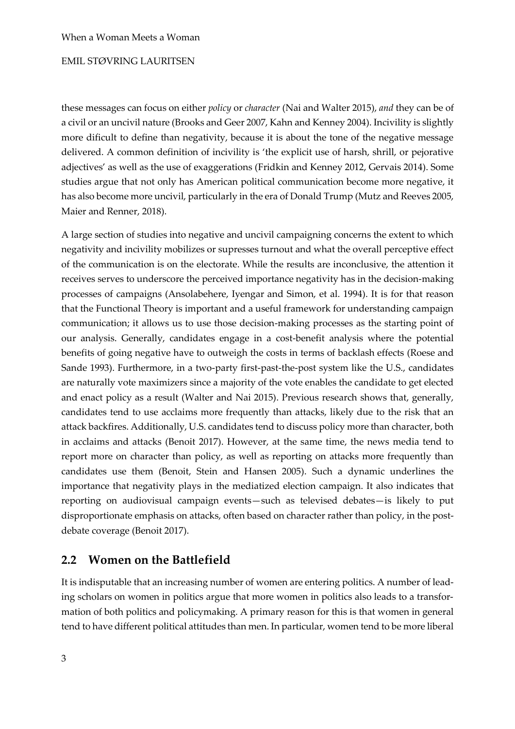these messages can focus on either *policy* or *character* (Nai and Walter 2015), *and* they can be of a civil or an uncivil nature (Brooks and Geer 2007, Kahn and Kenney 2004). Incivility is slightly more dificult to define than negativity, because it is about the tone of the negative message delivered. A common definition of incivility is 'the explicit use of harsh, shrill, or pejorative adjectives' as well as the use of exaggerations (Fridkin and Kenney 2012, Gervais 2014). Some studies argue that not only has American political communication become more negative, it has also become more uncivil, particularly in the era of Donald Trump (Mutz and Reeves 2005, Maier and Renner, 2018).

A large section of studies into negative and uncivil campaigning concerns the extent to which negativity and incivility mobilizes or supresses turnout and what the overall perceptive effect of the communication is on the electorate. While the results are inconclusive, the attention it receives serves to underscore the perceived importance negativity has in the decision-making processes of campaigns (Ansolabehere, Iyengar and Simon, et al. 1994). It is for that reason that the Functional Theory is important and a useful framework for understanding campaign communication; it allows us to use those decision-making processes as the starting point of our analysis. Generally, candidates engage in a cost-benefit analysis where the potential benefits of going negative have to outweigh the costs in terms of backlash effects (Roese and Sande 1993). Furthermore, in a two-party first-past-the-post system like the U.S., candidates are naturally vote maximizers since a majority of the vote enables the candidate to get elected and enact policy as a result (Walter and Nai 2015). Previous research shows that, generally, candidates tend to use acclaims more frequently than attacks, likely due to the risk that an attack backfires. Additionally, U.S. candidates tend to discuss policy more than character, both in acclaims and attacks (Benoit 2017). However, at the same time, the news media tend to report more on character than policy, as well as reporting on attacks more frequently than candidates use them (Benoit, Stein and Hansen 2005). Such a dynamic underlines the importance that negativity plays in the mediatized election campaign. It also indicates that reporting on audiovisual campaign events—such as televised debates—is likely to put disproportionate emphasis on attacks, often based on character rather than policy, in the post-debate coverage (Benoit 2017).

## 2.2 Women on the Battlefield

It is indisputable that an increasing number of women are entering politics. A number of leading scholars on women in politics argue that more women in politics also leads to a transformation of both politics and policymaking. A primary reason for this is that women in general tend to have different political attitudes than men. In particular, women tend to be more liberal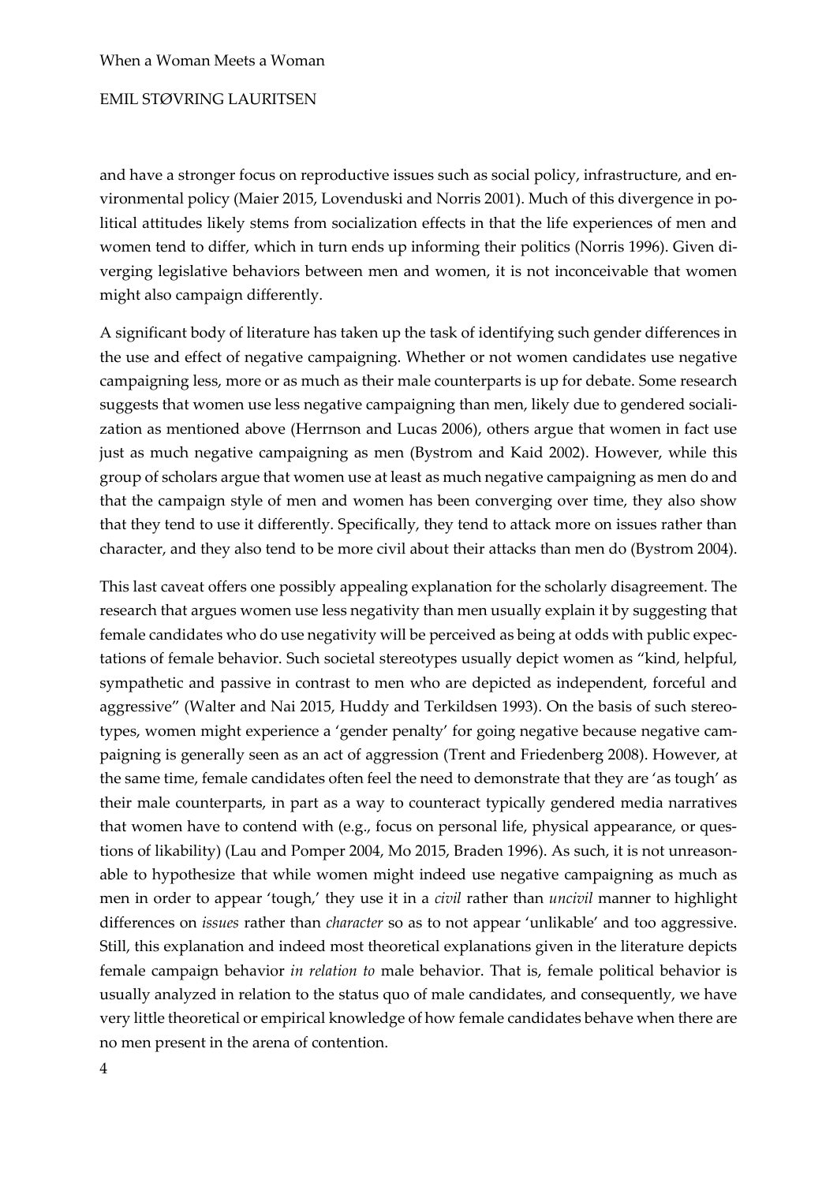and have a stronger focus on reproductive issues such as social policy, infrastructure, and environmental policy (Maier 2015, Lovenduski and Norris 2001). Much of this divergence in political attitudes likely stems from socialization effects in that the life experiences of men and women tend to differ, which in turn ends up informing their politics (Norris 1996). Given diverging legislative behaviors between men and women, it is not inconceivable that women might also campaign differently.

A significant body of literature has taken up the task of identifying such gender differences in the use and effect of negative campaigning. Whether or not women candidates use negative campaigning less, more or as much as their male counterparts is up for debate. Some research suggests that women use less negative campaigning than men, likely due to gendered socialization as mentioned above (Herrnson and Lucas 2006), others argue that women in fact use just as much negative campaigning as men (Bystrom and Kaid 2002). However, while this group of scholars argue that women use at least as much negative campaigning as men do and that the campaign style of men and women has been converging over time, they also show that they tend to use it differently. Specifically, they tend to attack more on issues rather than character, and they also tend to be more civil about their attacks than men do (Bystrom 2004).

This last caveat offers one possibly appealing explanation for the scholarly disagreement. The research that argues women use less negativity than men usually explain it by suggesting that female candidates who do use negativity will be perceived as being at odds with public expectations of female behavior. Such societal stereotypes usually depict women as "kind, helpful, sympathetic and passive in contrast to men who are depicted as independent, forceful and aggressive" (Walter and Nai 2015, Huddy and Terkildsen 1993). On the basis of such stereotypes, women might experience a 'gender penalty' for going negative because negative campaigning is generally seen as an act of aggression (Trent and Friedenberg 2008). However, at the same time, female candidates often feel the need to demonstrate that they are 'as tough' as their male counterparts, in part as a way to counteract typically gendered media narratives that women have to contend with (e.g., focus on personal life, physical appearance, or questions of likability) (Lau and Pomper 2004, Mo 2015, Braden 1996). As such, it is not unreasonable to hypothesize that while women might indeed use negative campaigning as much as men in order to appear 'tough,' they use it in a *civil* rather than *uncivil* manner to highlight differences on *issues* rather than *character* so as to not appear 'unlikable' and too aggressive. Still, this explanation and indeed most theoretical explanations given in the literature depicts female campaign behavior *in relation to* male behavior. That is, female political behavior is usually analyzed in relation to the status quo of male candidates, and consequently, we have very little theoretical or empirical knowledge of how female candidates behave when there are no men present in the arena of contention.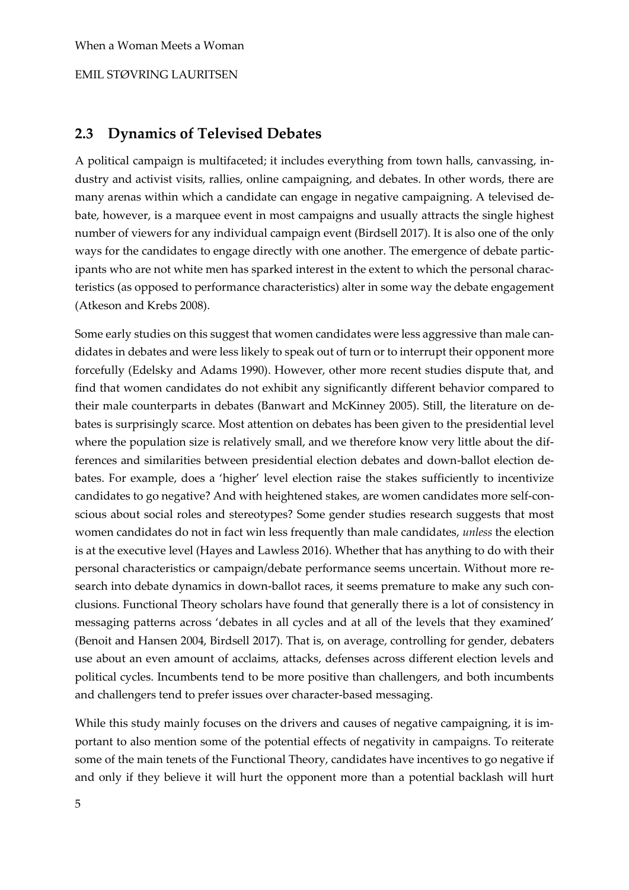## 2.3 Dynamics of Televised Debates

A political campaign is multifaceted; it includes everything from town halls, canvassing, industry and activist visits, rallies, online campaigning, and debates. In other words, there are many arenas within which a candidate can engage in negative campaigning. A televised debate, however, is a marquee event in most campaigns and usually attracts the single highest number of viewers for any individual campaign event (Birdsell 2017). It is also one of the only ways for the candidates to engage directly with one another. The emergence of debate participants who are not white men has sparked interest in the extent to which the personal characteristics (as opposed to performance characteristics) alter in some way the debate engagement (Atkeson and Krebs 2008).

Some early studies on this suggest that women candidates were less aggressive than male candidates in debates and were less likely to speak out of turn or to interrupt their opponent more forcefully (Edelsky and Adams 1990). However, other more recent studies dispute that, and find that women candidates do not exhibit any significantly different behavior compared to their male counterparts in debates (Banwart and McKinney 2005). Still, the literature on debates is surprisingly scarce. Most attention on debates has been given to the presidential level where the population size is relatively small, and we therefore know very little about the differences and similarities between presidential election debates and down-ballot election debates. For example, does a 'higher' level election raise the stakes sufficiently to incentivize candidates to go negative? And with heightened stakes, are women candidates more self-conscious about social roles and stereotypes? Some gender studies research suggests that most women candidates do not in fact win less frequently than male candidates, *unless* the election is at the executive level (Hayes and Lawless 2016). Whether that has anything to do with their personal characteristics or campaign/debate performance seems uncertain. Without more research into debate dynamics in down-ballot races, it seems premature to make any such conclusions. Functional Theory scholars have found that generally there is a lot of consistency in messaging patterns across 'debates in all cycles and at all of the levels that they examined' (Benoit and Hansen 2004, Birdsell 2017). That is, on average, controlling for gender, debaters use about an even amount of acclaims, attacks, defenses across different election levels and political cycles. Incumbents tend to be more positive than challengers, and both incumbents and challengers tend to prefer issues over character-based messaging.

While this study mainly focuses on the drivers and causes of negative campaigning, it is important to also mention some of the potential effects of negativity in campaigns. To reiterate some of the main tenets of the Functional Theory, candidates have incentives to go negative if and only if they believe it will hurt the opponent more than a potential backlash will hurt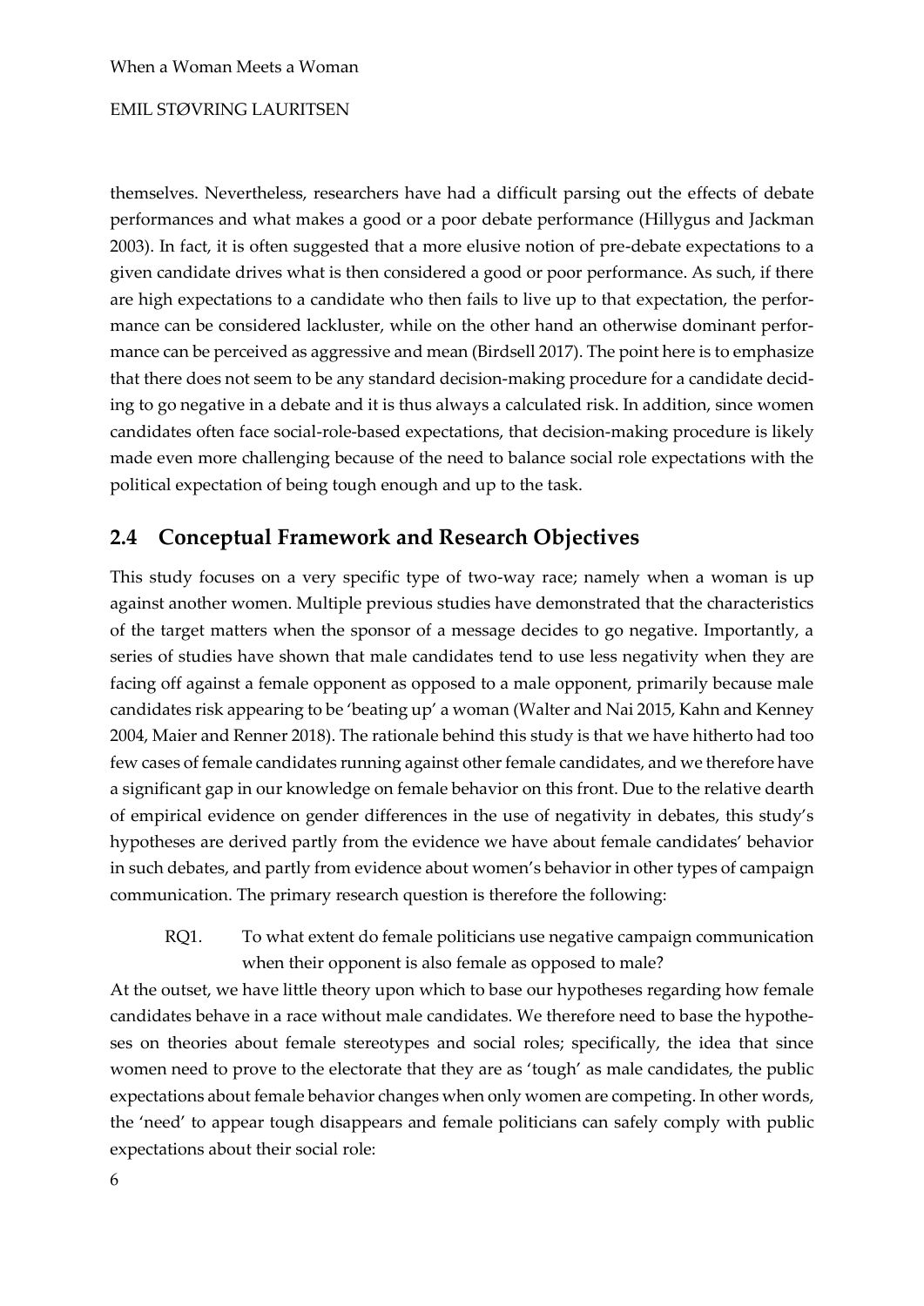themselves. Nevertheless, researchers have had a difficult parsing out the effects of debate performances and what makes a good or a poor debate performance (Hillygus and Jackman 2003). In fact, it is often suggested that a more elusive notion of pre-debate expectations to a given candidate drives what is then considered a good or poor performance. As such, if there are high expectations to a candidate who then fails to live up to that expectation, the performance can be considered lackluster, while on the other hand an otherwise dominant performance can be perceived as aggressive and mean (Birdsell 2017). The point here is to emphasize that there does not seem to be any standard decision-making procedure for a candidate deciding to go negative in a debate and it is thus always a calculated risk. In addition, since women candidates often face social-role-based expectations, that decision-making procedure is likely made even more challenging because of the need to balance social role expectations with the political expectation of being tough enough and up to the task.

## 2.4 Conceptual Framework and Research Objectives

This study focuses on a very specific type of two-way race; namely when a woman is up against another women. Multiple previous studies have demonstrated that the characteristics of the target matters when the sponsor of a message decides to go negative. Importantly, a series of studies have shown that male candidates tend to use less negativity when they are facing off against a female opponent as opposed to a male opponent, primarily because male candidates risk appearing to be 'beating up' a woman (Walter and Nai 2015, Kahn and Kenney 2004, Maier and Renner 2018). The rationale behind this study is that we have hitherto had too few cases of female candidates running against other female candidates, and we therefore have a significant gap in our knowledge on female behavior on this front. Due to the relative dearth of empirical evidence on gender differences in the use of negativity in debates, this study's hypotheses are derived partly from the evidence we have about female candidates' behavior in such debates, and partly from evidence about women's behavior in other types of campaign communication. The primary research question is therefore the following:

> RQ1. To what extent do female politicians use negative campaign communication when their opponent is also female as opposed to male?

At the outset, we have little theory upon which to base our hypotheses regarding how female candidates behave in a race without male candidates. We therefore need to base the hypotheses on theories about female stereotypes and social roles; specifically, the idea that since women need to prove to the electorate that they are as 'tough' as male candidates, the public expectations about female behavior changes when only women are competing. In other words, the 'need' to appear tough disappears and female politicians can safely comply with public expectations about their social role: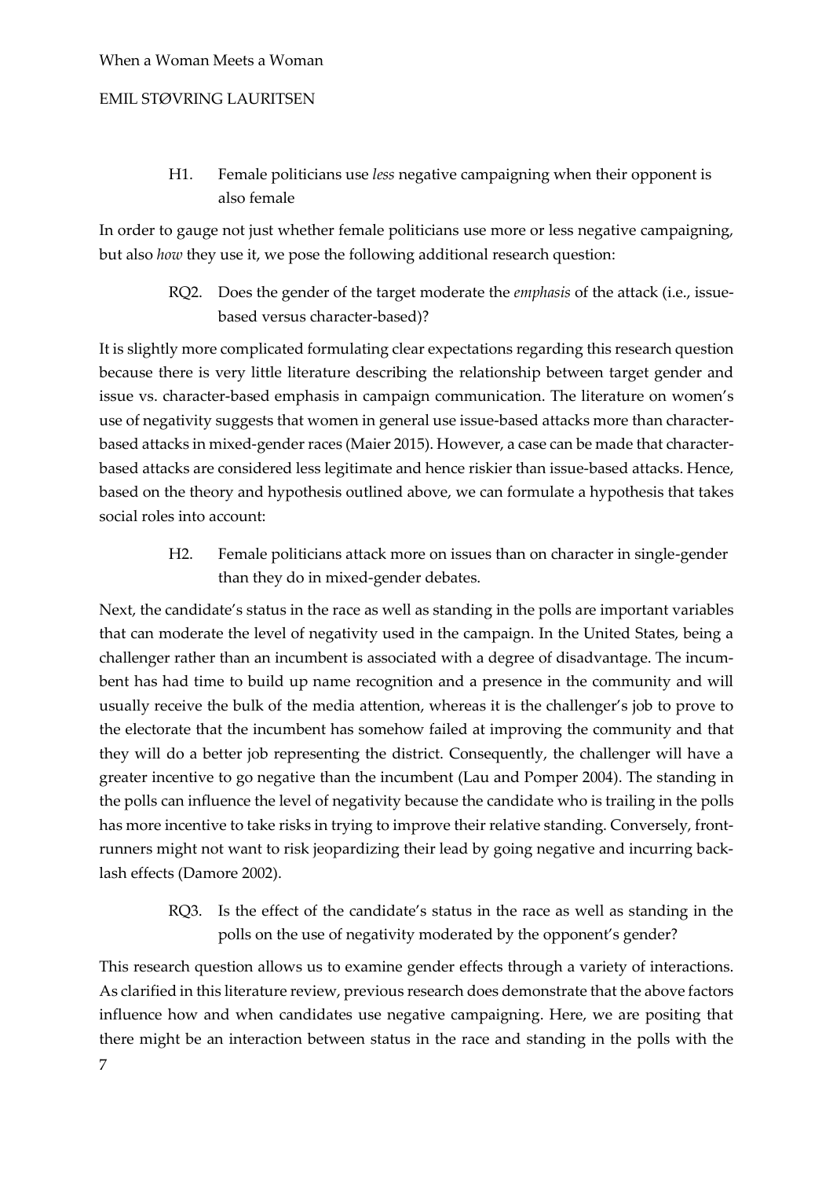H1. Female politicians use *less* negative campaigning when their opponent is also female

In order to gauge not just whether female politicians use more or less negative campaigning, but also *how* they use it, we pose the following additional research question:

RQ2. Does the gender of the target moderate the *emphasis* of the attack (i.e., issue-based versus character-based)?

It is slightly more complicated formulating clear expectations regarding this research question because there is very little literature describing the relationship between target gender and issue vs. character-based emphasis in campaign communication. The literature on women's use of negativity suggests that women in general use issue-based attacks more than character-based attacks in mixed-gender races (Maier 2015). However, a case can be made that character-based attacks are considered less legitimate and hence riskier than issue-based attacks. Hence, based on the theory and hypothesis outlined above, we can formulate a hypothesis that takes social roles into account:

H2. Female politicians attack more on issues than on character in single-gender than they do in mixed-gender debates.

Next, the candidate's status in the race as well as standing in the polls are important variables that can moderate the level of negativity used in the campaign. In the United States, being a challenger rather than an incumbent is associated with a degree of disadvantage. The incumbent has had time to build up name recognition and a presence in the community and will usually receive the bulk of the media attention, whereas it is the challenger's job to prove to the electorate that the incumbent has somehow failed at improving the community and that they will do a better job representing the district. Consequently, the challenger will have a greater incentive to go negative than the incumbent (Lau and Pomper 2004). The standing in the polls can influence the level of negativity because the candidate who is trailing in the polls has more incentive to take risks in trying to improve their relative standing. Conversely, front-runners might not want to risk jeopardizing their lead by going negative and incurring back-lash effects (Damore 2002).

RQ3. Is the effect of the candidate's status in the race as well as standing in the polls on the use of negativity moderated by the opponent's gender?

This research question allows us to examine gender effects through a variety of interactions. As clarified in this literature review, previous research does demonstrate that the above factors influence how and when candidates use negative campaigning. Here, we are positing that there might be an interaction between status in the race and standing in the polls with the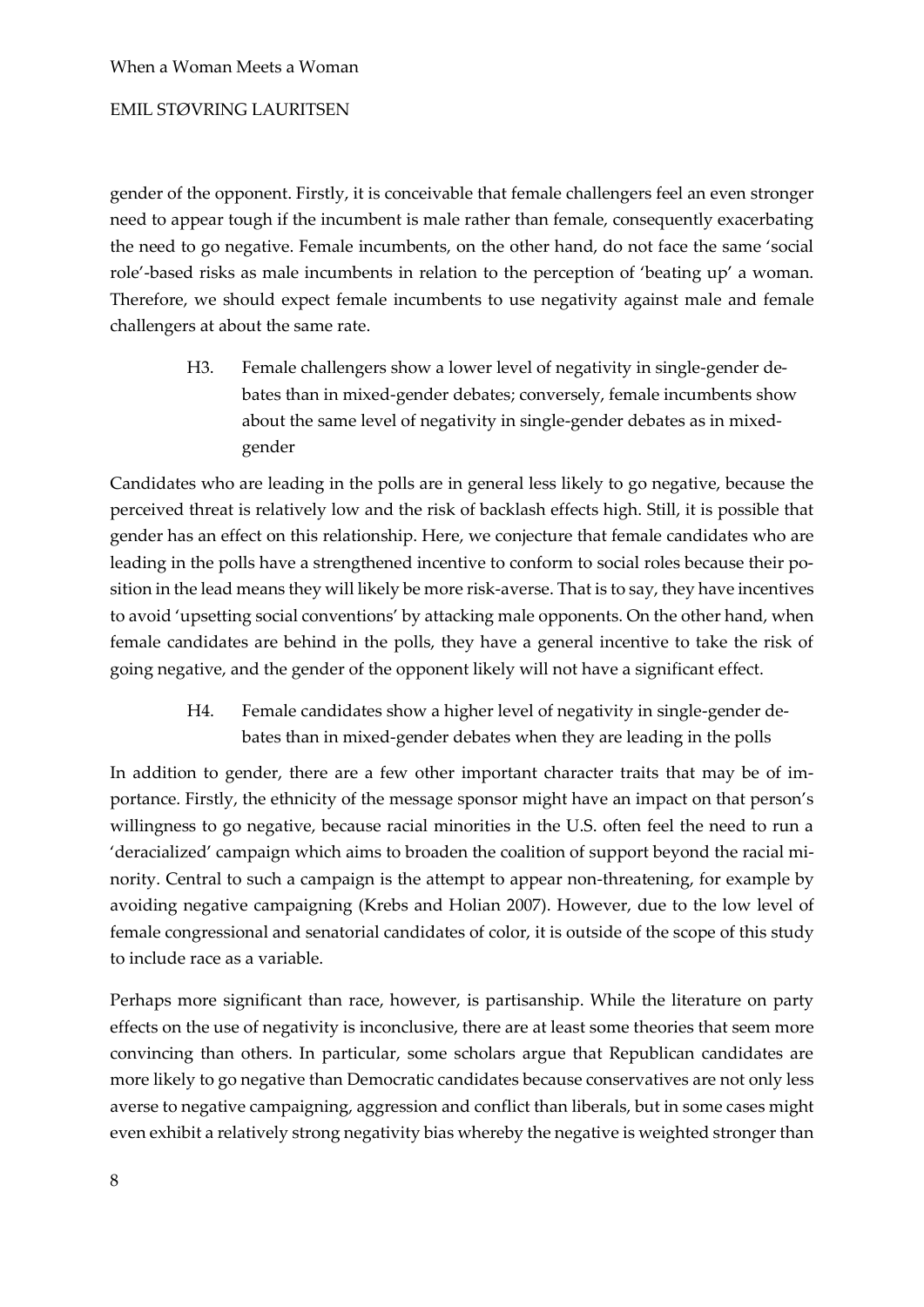gender of the opponent. Firstly, it is conceivable that female challengers feel an even stronger need to appear tough if the incumbent is male rather than female, consequently exacerbating the need to go negative. Female incumbents, on the other hand, do not face the same 'social role'-based risks as male incumbents in relation to the perception of 'beating up' a woman. Therefore, we should expect female incumbents to use negativity against male and female challengers at about the same rate.

> H3. Female challengers show a lower level of negativity in single-gender debates than in mixed-gender debates; conversely, female incumbents show about the same level of negativity in single-gender debates as in mixed-gender

Candidates who are leading in the polls are in general less likely to go negative, because the perceived threat is relatively low and the risk of backlash effects high. Still, it is possible that gender has an effect on this relationship. Here, we conjecture that female candidates who are leading in the polls have a strengthened incentive to conform to social roles because their position in the lead means they will likely be more risk-averse. That is to say, they have incentives to avoid 'upsetting social conventions' by attacking male opponents. On the other hand, when female candidates are behind in the polls, they have a general incentive to take the risk of going negative, and the gender of the opponent likely will not have a significant effect.

> H4. Female candidates show a higher level of negativity in single-gender debates than in mixed-gender debates when they are leading in the polls

In addition to gender, there are a few other important character traits that may be of importance. Firstly, the ethnicity of the message sponsor might have an impact on that person's willingness to go negative, because racial minorities in the U.S. often feel the need to run a 'deracialized' campaign which aims to broaden the coalition of support beyond the racial minority. Central to such a campaign is the attempt to appear non-threatening, for example by avoiding negative campaigning (Krebs and Holian 2007). However, due to the low level of female congressional and senatorial candidates of color, it is outside of the scope of this study to include race as a variable.

Perhaps more significant than race, however, is partisanship. While the literature on party effects on the use of negativity is inconclusive, there are at least some theories that seem more convincing than others. In particular, some scholars argue that Republican candidates are more likely to go negative than Democratic candidates because conservatives are not only less averse to negative campaigning, aggression and conflict than liberals, but in some cases might even exhibit a relatively strong negativity bias whereby the negative is weighted stronger than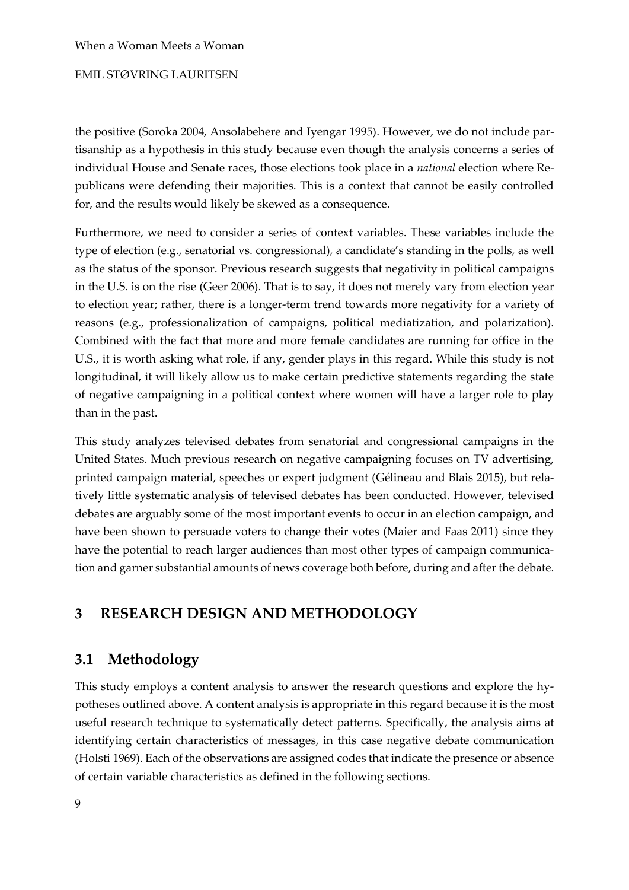the positive (Soroka 2004, Ansolabehere and Iyengar 1995). However, we do not include partisanship as a hypothesis in this study because even though the analysis concerns a series of individual House and Senate races, those elections took place in a *national* election where Republicans were defending their majorities. This is a context that cannot be easily controlled for, and the results would likely be skewed as a consequence.

Furthermore, we need to consider a series of context variables. These variables include the type of election (e.g., senatorial vs. congressional), a candidate's standing in the polls, as well as the status of the sponsor. Previous research suggests that negativity in political campaigns in the U.S. is on the rise (Geer 2006). That is to say, it does not merely vary from election year to election year; rather, there is a longer-term trend towards more negativity for a variety of reasons (e.g., professionalization of campaigns, political mediatization, and polarization). Combined with the fact that more and more female candidates are running for office in the U.S., it is worth asking what role, if any, gender plays in this regard. While this study is not longitudinal, it will likely allow us to make certain predictive statements regarding the state of negative campaigning in a political context where women will have a larger role to play than in the past.

This study analyzes televised debates from senatorial and congressional campaigns in the United States. Much previous research on negative campaigning focuses on TV advertising, printed campaign material, speeches or expert judgment (Gélineau and Blais 2015), but relatively little systematic analysis of televised debates has been conducted. However, televised debates are arguably some of the most important events to occur in an election campaign, and have been shown to persuade voters to change their votes (Maier and Faas 2011) since they have the potential to reach larger audiences than most other types of campaign communication and garner substantial amounts of news coverage both before, during and after the debate.

## 3 RESEARCH DESIGN AND METHODOLOGY

### 3.1 Methodology

This study employs a content analysis to answer the research questions and explore the hypotheses outlined above. A content analysis is appropriate in this regard because it is the most useful research technique to systematically detect patterns. Specifically, the analysis aims at identifying certain characteristics of messages, in this case negative debate communication (Holsti 1969). Each of the observations are assigned codes that indicate the presence or absence of certain variable characteristics as defined in the following sections.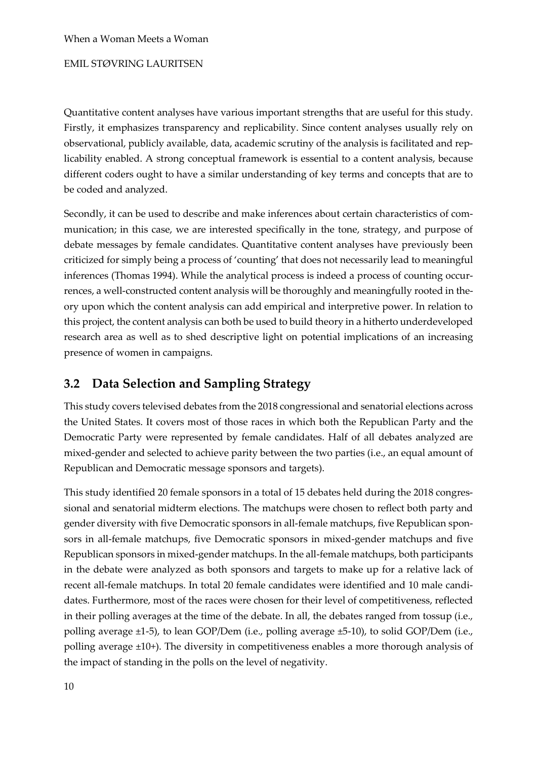Quantitative content analyses have various important strengths that are useful for this study. Firstly, it emphasizes transparency and replicability. Since content analyses usually rely on observational, publicly available, data, academic scrutiny of the analysis is facilitated and replicability enabled. A strong conceptual framework is essential to a content analysis, because different coders ought to have a similar understanding of key terms and concepts that are to be coded and analyzed.

Secondly, it can be used to describe and make inferences about certain characteristics of communication; in this case, we are interested specifically in the tone, strategy, and purpose of debate messages by female candidates. Quantitative content analyses have previously been criticized for simply being a process of 'counting' that does not necessarily lead to meaningful inferences (Thomas 1994). While the analytical process is indeed a process of counting occurrences, a well-constructed content analysis will be thoroughly and meaningfully rooted in theory upon which the content analysis can add empirical and interpretive power. In relation to this project, the content analysis can both be used to build theory in a hitherto underdeveloped research area as well as to shed descriptive light on potential implications of an increasing presence of women in campaigns.

## 3.2 Data Selection and Sampling Strategy

This study covers televised debates from the 2018 congressional and senatorial elections across the United States. It covers most of those races in which both the Republican Party and the Democratic Party were represented by female candidates. Half of all debates analyzed are mixed-gender and selected to achieve parity between the two parties (i.e., an equal amount of Republican and Democratic message sponsors and targets).

This study identified 20 female sponsors in a total of 15 debates held during the 2018 congressional and senatorial midterm elections. The matchups were chosen to reflect both party and gender diversity with five Democratic sponsors in all-female matchups, five Republican sponsors in all-female matchups, five Democratic sponsors in mixed-gender matchups and five Republican sponsors in mixed-gender matchups. In the all-female matchups, both participants in the debate were analyzed as both sponsors and targets to make up for a relative lack of recent all-female matchups. In total 20 female candidates were identified and 10 male candidates. Furthermore, most of the races were chosen for their level of competitiveness, reflected in their polling averages at the time of the debate. In all, the debates ranged from tossup (i.e., polling average ±1-5), to lean GOP/Dem (i.e., polling average ±5-10), to solid GOP/Dem (i.e., polling average ±10+). The diversity in competitiveness enables a more thorough analysis of the impact of standing in the polls on the level of negativity.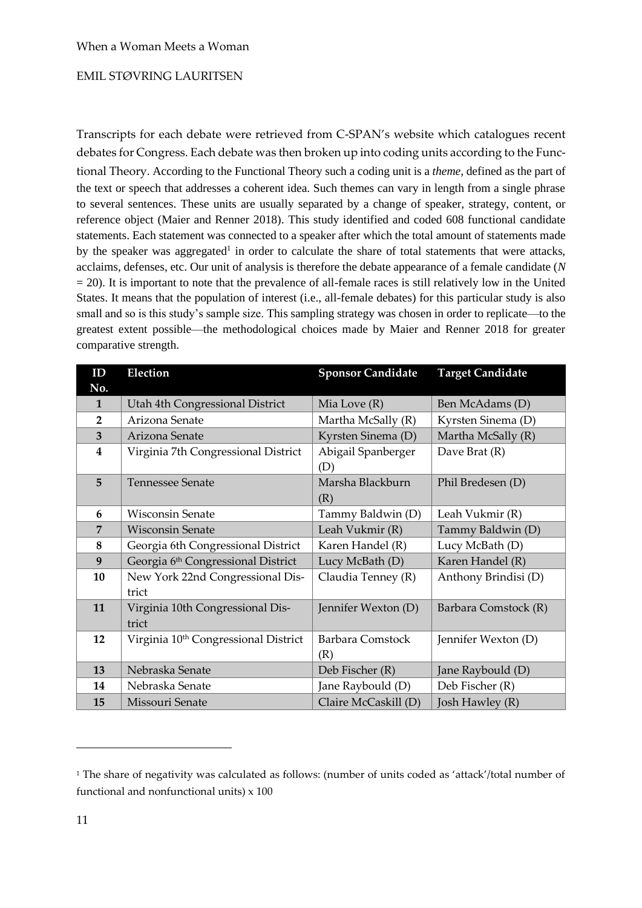Transcripts for each debate were retrieved from C-SPAN's website which catalogues recent debates for Congress. Each debate was then broken up into coding units according to the Functional Theory. According to the Functional Theory such a coding unit is a *theme*, defined as the part of the text or speech that addresses a coherent idea. Such themes can vary in length from a single phrase to several sentences. These units are usually separated by a change of speaker, strategy, content, or reference object (Maier and Renner 2018). This study identified and coded 608 functional candidate statements. Each statement was connected to a speaker after which the total amount of statements made by the speaker was aggregated[1] in order to calculate the share of total statements that were attacks, acclaims, defenses, etc. Our unit of analysis is therefore the debate appearance of a female candidate ($N = 20$). It is important to note that the prevalence of all-female races is still relatively low in the United States. It means that the population of interest (i.e., all-female debates) for this particular study is also small and so is this study's sample size. This sampling strategy was chosen in order to replicate—to the greatest extent possible—the methodological choices made by Maier and Renner 2018 for greater comparative strength.

| ID No. | Election | Sponsor Candidate | Target Candidate |
|---|---|---|---|
| **1** | Utah 4th Congressional District | Mia Love (R) | Ben McAdams (D) |
| **2** | Arizona Senate | Martha McSally (R) | Kyrsten Sinema (D) |
| **3** | Arizona Senate | Kyrsten Sinema (D) | Martha McSally (R) |
| **4** | Virginia 7th Congressional District | Abigail Spanberger (D) | Dave Brat (R) |
| **5** | Tennessee Senate | Marsha Blackburn (R) | Phil Bredesen (D) |
| **6** | Wisconsin Senate | Tammy Baldwin (D) | Leah Vukmir (R) |
| **7** | Wisconsin Senate | Leah Vukmir (R) | Tammy Baldwin (D) |
| **8** | Georgia 6th Congressional District | Karen Handel (R) | Lucy McBath (D) |
| **9** | Georgia 6th Congressional District | Lucy McBath (D) | Karen Handel (R) |
| **10** | New York 22nd Congressional District | Claudia Tenney (R) | Anthony Brindisi (D) |
| **11** | Virginia 10th Congressional District | Jennifer Wexton (D) | Barbara Comstock (R) |
| **12** | Virginia 10th Congressional District | Barbara Comstock (R) | Jennifer Wexton (D) |
| **13** | Nebraska Senate | Deb Fischer (R) | Jane Raybould (D) |
| **14** | Nebraska Senate | Jane Raybould (D) | Deb Fischer (R) |
| **15** | Missouri Senate | Claire McCaskill (D) | Josh Hawley (R) |

[1] The share of negativity was calculated as follows: (number of units coded as 'attack'/total number of functional and nonfunctional units) x 100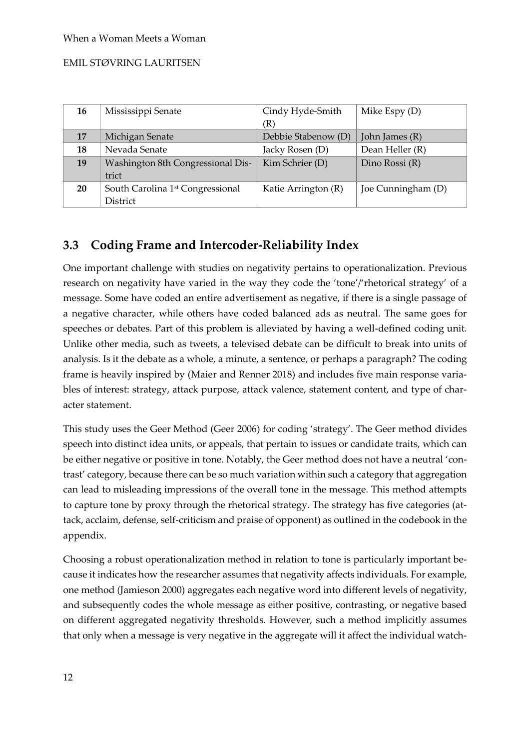| 16 | Mississippi Senate | Cindy Hyde-Smith (R) | Mike Espy (D) |
|---|---|---|---|
| 17 | Michigan Senate | Debbie Stabenow (D) | John James (R) |
| 18 | Nevada Senate | Jacky Rosen (D) | Dean Heller (R) |
| 19 | Washington 8th Congressional District | Kim Schrier (D) | Dino Rossi (R) |
| 20 | South Carolina 1st Congressional District | Katie Arrington (R) | Joe Cunningham (D) |

## 3.3 Coding Frame and Intercoder-Reliability Index

One important challenge with studies on negativity pertains to operationalization. Previous research on negativity have varied in the way they code the 'tone'/'rhetorical strategy' of a message. Some have coded an entire advertisement as negative, if there is a single passage of a negative character, while others have coded balanced ads as neutral. The same goes for speeches or debates. Part of this problem is alleviated by having a well-defined coding unit. Unlike other media, such as tweets, a televised debate can be difficult to break into units of analysis. Is it the debate as a whole, a minute, a sentence, or perhaps a paragraph? The coding frame is heavily inspired by (Maier and Renner 2018) and includes five main response variables of interest: strategy, attack purpose, attack valence, statement content, and type of character statement.

This study uses the Geer Method (Geer 2006) for coding 'strategy'. The Geer method divides speech into distinct idea units, or appeals, that pertain to issues or candidate traits, which can be either negative or positive in tone. Notably, the Geer method does not have a neutral 'contrast' category, because there can be so much variation within such a category that aggregation can lead to misleading impressions of the overall tone in the message. This method attempts to capture tone by proxy through the rhetorical strategy. The strategy has five categories (attack, acclaim, defense, self-criticism and praise of opponent) as outlined in the codebook in the appendix.

Choosing a robust operationalization method in relation to tone is particularly important because it indicates how the researcher assumes that negativity affects individuals. For example, one method (Jamieson 2000) aggregates each negative word into different levels of negativity, and subsequently codes the whole message as either positive, contrasting, or negative based on different aggregated negativity thresholds. However, such a method implicitly assumes that only when a message is very negative in the aggregate will it affect the individual watch-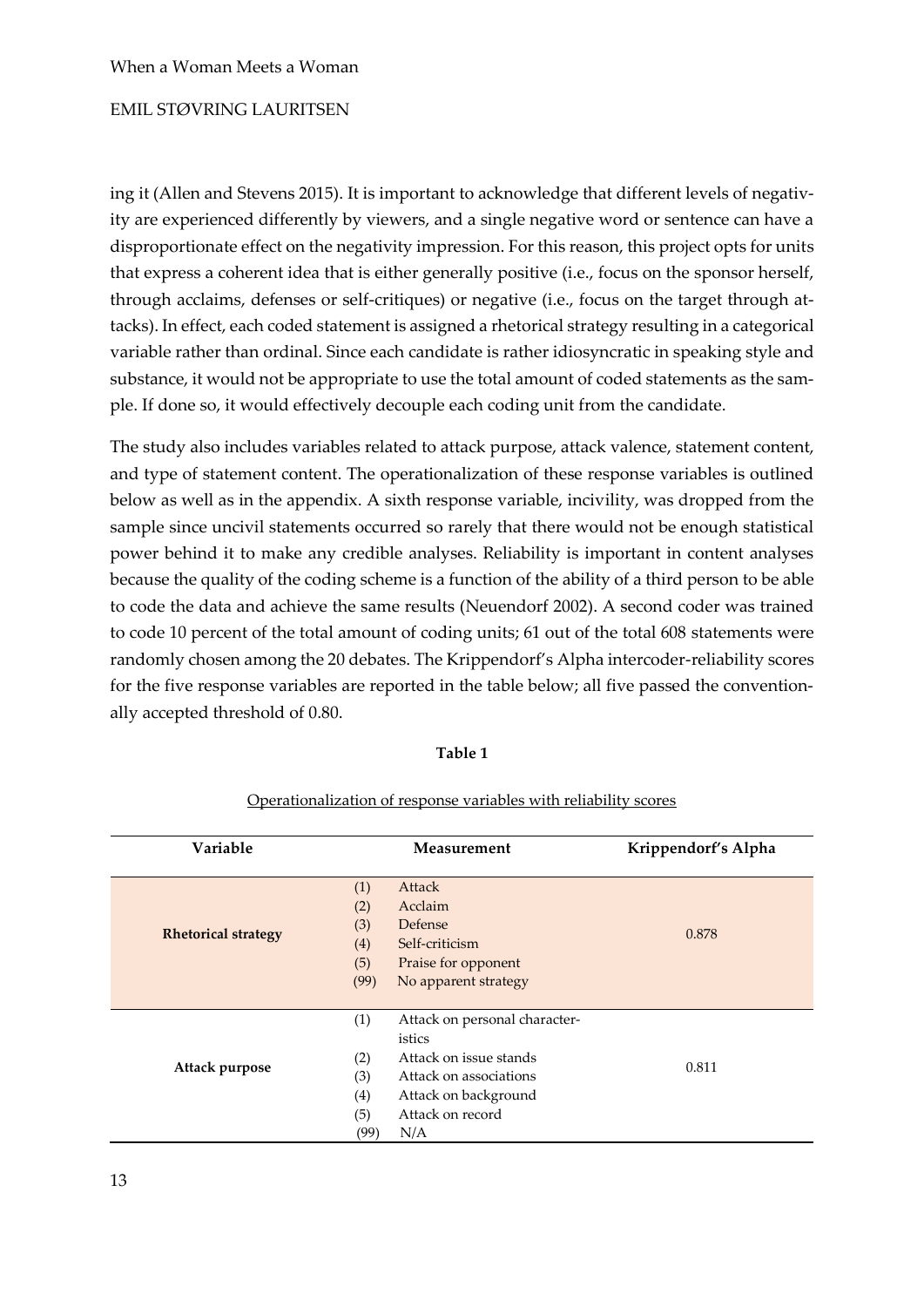ing it (Allen and Stevens 2015). It is important to acknowledge that different levels of negativity are experienced differently by viewers, and a single negative word or sentence can have a disproportionate effect on the negativity impression. For this reason, this project opts for units that express a coherent idea that is either generally positive (i.e., focus on the sponsor herself, through acclaims, defenses or self-critiques) or negative (i.e., focus on the target through attacks). In effect, each coded statement is assigned a rhetorical strategy resulting in a categorical variable rather than ordinal. Since each candidate is rather idiosyncratic in speaking style and substance, it would not be appropriate to use the total amount of coded statements as the sample. If done so, it would effectively decouple each coding unit from the candidate.

The study also includes variables related to attack purpose, attack valence, statement content, and type of statement content. The operationalization of these response variables is outlined below as well as in the appendix. A sixth response variable, incivility, was dropped from the sample since uncivil statements occurred so rarely that there would not be enough statistical power behind it to make any credible analyses. Reliability is important in content analyses because the quality of the coding scheme is a function of the ability of a third person to be able to code the data and achieve the same results (Neuendorf 2002). A second coder was trained to code 10 percent of the total amount of coding units; 61 out of the total 608 statements were randomly chosen among the 20 debates. The Krippendorf's Alpha intercoder-reliability scores for the five response variables are reported in the table below; all five passed the conventionally accepted threshold of 0.80.

**Table 1**

Operationalization of response variables with reliability scores

| Variable | Measurement | Krippendorf's Alpha |
|---|---|---|
| **Rhetorical strategy** | (1) Attack<br>(2) Acclaim<br>(3) Defense<br>(4) Self-criticism<br>(5) Praise for opponent<br>(99) No apparent strategy | 0.878 |
| **Attack purpose** | (1) Attack on personal characteristics<br>(2) Attack on issue stands<br>(3) Attack on associations<br>(4) Attack on background<br>(5) Attack on record<br>(99) N/A | 0.811 |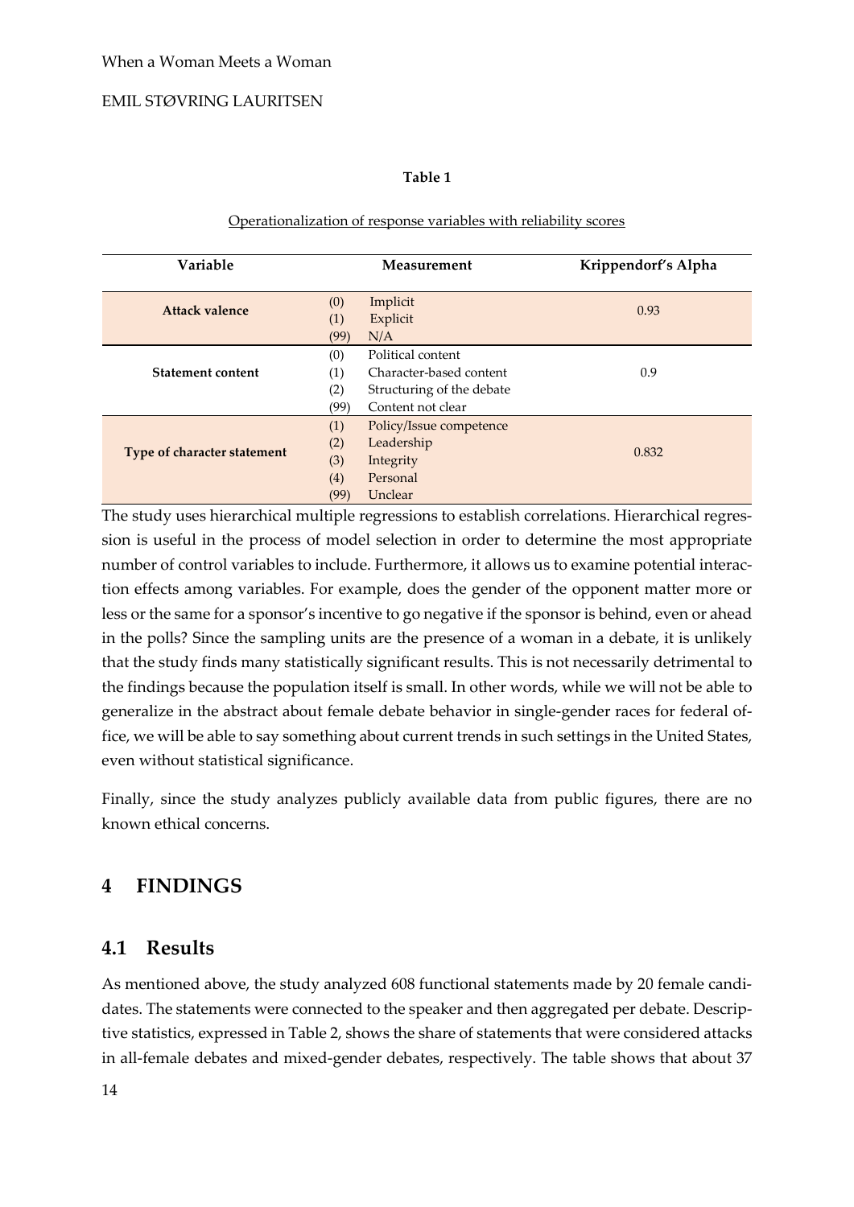**Table 1**

Operationalization of response variables with reliability scores

| Variable | Measurement | Krippendorf's Alpha |
|---|---|---|
| **Attack valence** | (0) Implicit<br>(1) Explicit<br>(99) N/A | 0.93 |
| **Statement content** | (0) Political content<br>(1) Character-based content<br>(2) Structuring of the debate<br>(99) Content not clear | 0.9 |
| **Type of character statement** | (1) Policy/Issue competence<br>(2) Leadership<br>(3) Integrity<br>(4) Personal<br>(99) Unclear | 0.832 |

The study uses hierarchical multiple regressions to establish correlations. Hierarchical regression is useful in the process of model selection in order to determine the most appropriate number of control variables to include. Furthermore, it allows us to examine potential interaction effects among variables. For example, does the gender of the opponent matter more or less or the same for a sponsor's incentive to go negative if the sponsor is behind, even or ahead in the polls? Since the sampling units are the presence of a woman in a debate, it is unlikely that the study finds many statistically significant results. This is not necessarily detrimental to the findings because the population itself is small. In other words, while we will not be able to generalize in the abstract about female debate behavior in single-gender races for federal office, we will be able to say something about current trends in such settings in the United States, even without statistical significance.

Finally, since the study analyzes publicly available data from public figures, there are no known ethical concerns.

## 4 FINDINGS

### 4.1 Results

As mentioned above, the study analyzed 608 functional statements made by 20 female candidates. The statements were connected to the speaker and then aggregated per debate. Descriptive statistics, expressed in Table 2, shows the share of statements that were considered attacks in all-female debates and mixed-gender debates, respectively. The table shows that about 37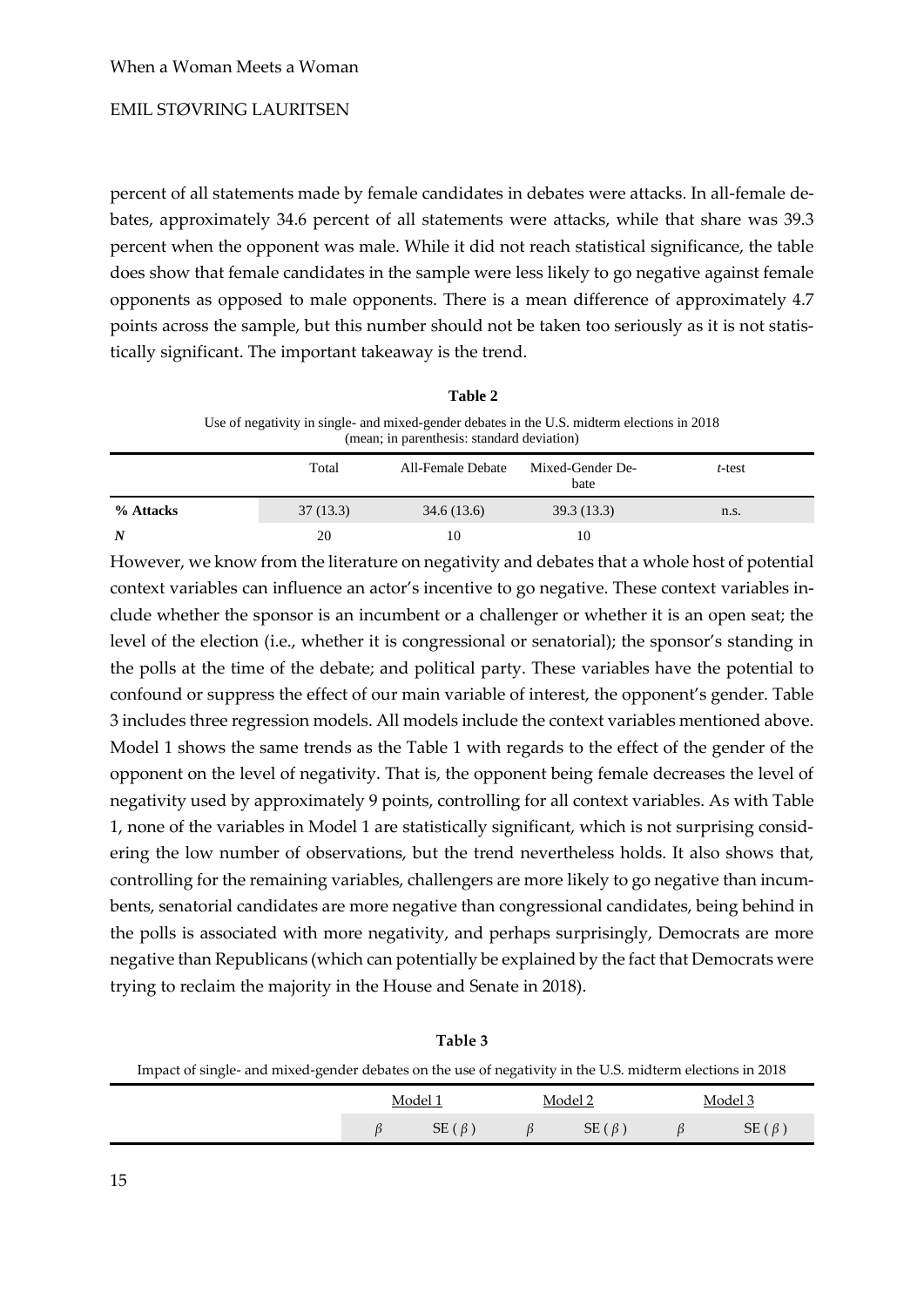percent of all statements made by female candidates in debates were attacks. In all-female debates, approximately 34.6 percent of all statements were attacks, while that share was 39.3 percent when the opponent was male. While it did not reach statistical significance, the table does show that female candidates in the sample were less likely to go negative against female opponents as opposed to male opponents. There is a mean difference of approximately 4.7 points across the sample, but this number should not be taken too seriously as it is not statistically significant. The important takeaway is the trend.

**Table 2**

Use of negativity in single- and mixed-gender debates in the U.S. midterm elections in 2018 (mean; in parenthesis: standard deviation)

| | Total | All-Female Debate | Mixed-Gender Debate | *t*-test |
|---|---|---|---|---|
| **% Attacks** | 37 (13.3) | 34.6 (13.6) | 39.3 (13.3) | n.s. |
| ***N*** | 20 | 10 | 10 | |

However, we know from the literature on negativity and debates that a whole host of potential context variables can influence an actor's incentive to go negative. These context variables include whether the sponsor is an incumbent or a challenger or whether it is an open seat; the level of the election (i.e., whether it is congressional or senatorial); the sponsor's standing in the polls at the time of the debate; and political party. These variables have the potential to confound or suppress the effect of our main variable of interest, the opponent's gender. Table 3 includes three regression models. All models include the context variables mentioned above. Model 1 shows the same trends as the Table 1 with regards to the effect of the gender of the opponent on the level of negativity. That is, the opponent being female decreases the level of negativity used by approximately 9 points, controlling for all context variables. As with Table 1, none of the variables in Model 1 are statistically significant, which is not surprising considering the low number of observations, but the trend nevertheless holds. It also shows that, controlling for the remaining variables, challengers are more likely to go negative than incumbents, senatorial candidates are more negative than congressional candidates, being behind in the polls is associated with more negativity, and perhaps surprisingly, Democrats are more negative than Republicans (which can potentially be explained by the fact that Democrats were trying to reclaim the majority in the House and Senate in 2018).

**Table 3**

Impact of single- and mixed-gender debates on the use of negativity in the U.S. midterm elections in 2018

| | Model 1 | | Model 2 | | Model 3 | |
|---|---|---|---|---|---|---|
| | $\beta$ | SE ( $\beta$ ) | $\beta$ | SE ( $\beta$ ) | $\beta$ | SE ( $\beta$ ) |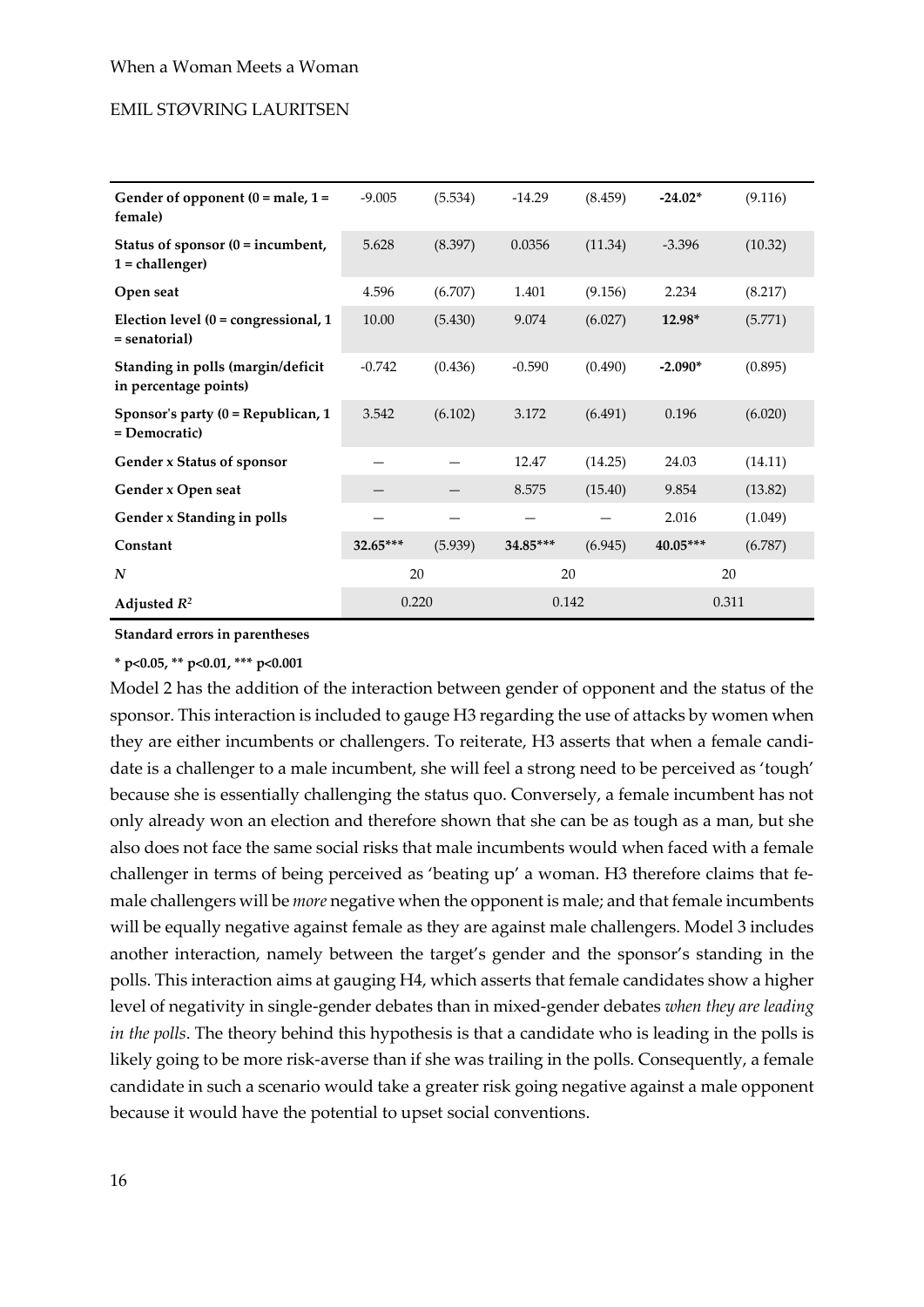| | | | | | | |
|---|---|---|---|---|---|---|
| **Gender of opponent (0 = male, 1 = female)** | -9.005 | (5.534) | -14.29 | (8.459) | **-24.02*** | (9.116) |
| **Status of sponsor (0 = incumbent, 1 = challenger)** | 5.628 | (8.397) | 0.0356 | (11.34) | -3.396 | (10.32) |
| **Open seat** | 4.596 | (6.707) | 1.401 | (9.156) | 2.234 | (8.217) |
| **Election level (0 = congressional, 1 = senatorial)** | 10.00 | (5.430) | 9.074 | (6.027) | **12.98*** | (5.771) |
| **Standing in polls (margin/deficit in percentage points)** | -0.742 | (0.436) | -0.590 | (0.490) | **-2.090*** | (0.895) |
| **Sponsor's party (0 = Republican, 1 = Democratic)** | 3.542 | (6.102) | 3.172 | (6.491) | 0.196 | (6.020) |
| **Gender x Status of sponsor** | — | — | 12.47 | (14.25) | 24.03 | (14.11) |
| **Gender x Open seat** | — | — | 8.575 | (15.40) | 9.854 | (13.82) |
| **Gender x Standing in polls** | — | — | — | — | 2.016 | (1.049) |
| **Constant** | **32.65***** | (5.939) | **34.85***** | (6.945) | **40.05***** | (6.787) |
| ***N*** | 20 | | 20 | | 20 | |
| **Adjusted $R^2$** | 0.220 | | 0.142 | | 0.311 | |

**Standard errors in parentheses**

**\* p<0.05, \*\* p<0.01, \*\*\* p<0.001**

Model 2 has the addition of the interaction between gender of opponent and the status of the sponsor. This interaction is included to gauge H3 regarding the use of attacks by women when they are either incumbents or challengers. To reiterate, H3 asserts that when a female candidate is a challenger to a male incumbent, she will feel a strong need to be perceived as 'tough' because she is essentially challenging the status quo. Conversely, a female incumbent has not only already won an election and therefore shown that she can be as tough as a man, but she also does not face the same social risks that male incumbents would when faced with a female challenger in terms of being perceived as 'beating up' a woman. H3 therefore claims that female challengers will be *more* negative when the opponent is male; and that female incumbents will be equally negative against female as they are against male challengers. Model 3 includes another interaction, namely between the target's gender and the sponsor's standing in the polls. This interaction aims at gauging H4, which asserts that female candidates show a higher level of negativity in single-gender debates than in mixed-gender debates *when they are leading in the polls*. The theory behind this hypothesis is that a candidate who is leading in the polls is likely going to be more risk-averse than if she was trailing in the polls. Consequently, a female candidate in such a scenario would take a greater risk going negative against a male opponent because it would have the potential to upset social conventions.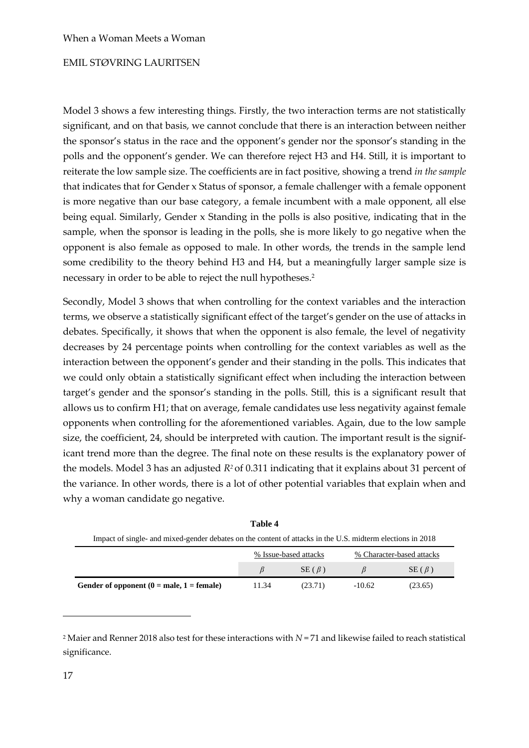Model 3 shows a few interesting things. Firstly, the two interaction terms are not statistically significant, and on that basis, we cannot conclude that there is an interaction between neither the sponsor's status in the race and the opponent's gender nor the sponsor's standing in the polls and the opponent's gender. We can therefore reject H3 and H4. Still, it is important to reiterate the low sample size. The coefficients are in fact positive, showing a trend *in the sample* that indicates that for Gender x Status of sponsor, a female challenger with a female opponent is more negative than our base category, a female incumbent with a male opponent, all else being equal. Similarly, Gender x Standing in the polls is also positive, indicating that in the sample, when the sponsor is leading in the polls, she is more likely to go negative when the opponent is also female as opposed to male. In other words, the trends in the sample lend some credibility to the theory behind H3 and H4, but a meaningfully larger sample size is necessary in order to be able to reject the null hypotheses.[2]

Secondly, Model 3 shows that when controlling for the context variables and the interaction terms, we observe a statistically significant effect of the target's gender on the use of attacks in debates. Specifically, it shows that when the opponent is also female, the level of negativity decreases by 24 percentage points when controlling for the context variables as well as the interaction between the opponent's gender and their standing in the polls. This indicates that we could only obtain a statistically significant effect when including the interaction between target's gender and the sponsor's standing in the polls. Still, this is a significant result that allows us to confirm H1; that on average, female candidates use less negativity against female opponents when controlling for the aforementioned variables. Again, due to the low sample size, the coefficient, 24, should be interpreted with caution. The important result is the significant trend more than the degree. The final note on these results is the explanatory power of the models. Model 3 has an adjusted $R^2$ of 0.311 indicating that it explains about 31 percent of the variance. In other words, there is a lot of other potential variables that explain when and why a woman candidate go negative.

**Table 4**

Impact of single- and mixed-gender debates on the content of attacks in the U.S. midterm elections in 2018

| | % Issue-based attacks | | % Character-based attacks | |
|---|---|---|---|---|
| | $\beta$ | SE ($\beta$) | $\beta$ | SE ($\beta$) |
| **Gender of opponent (0 = male, 1 = female)** | 11.34 | (23.71) | -10.62 | (23.65) |

[2] Maier and Renner 2018 also test for these interactions with $N = 71$ and likewise failed to reach statistical significance.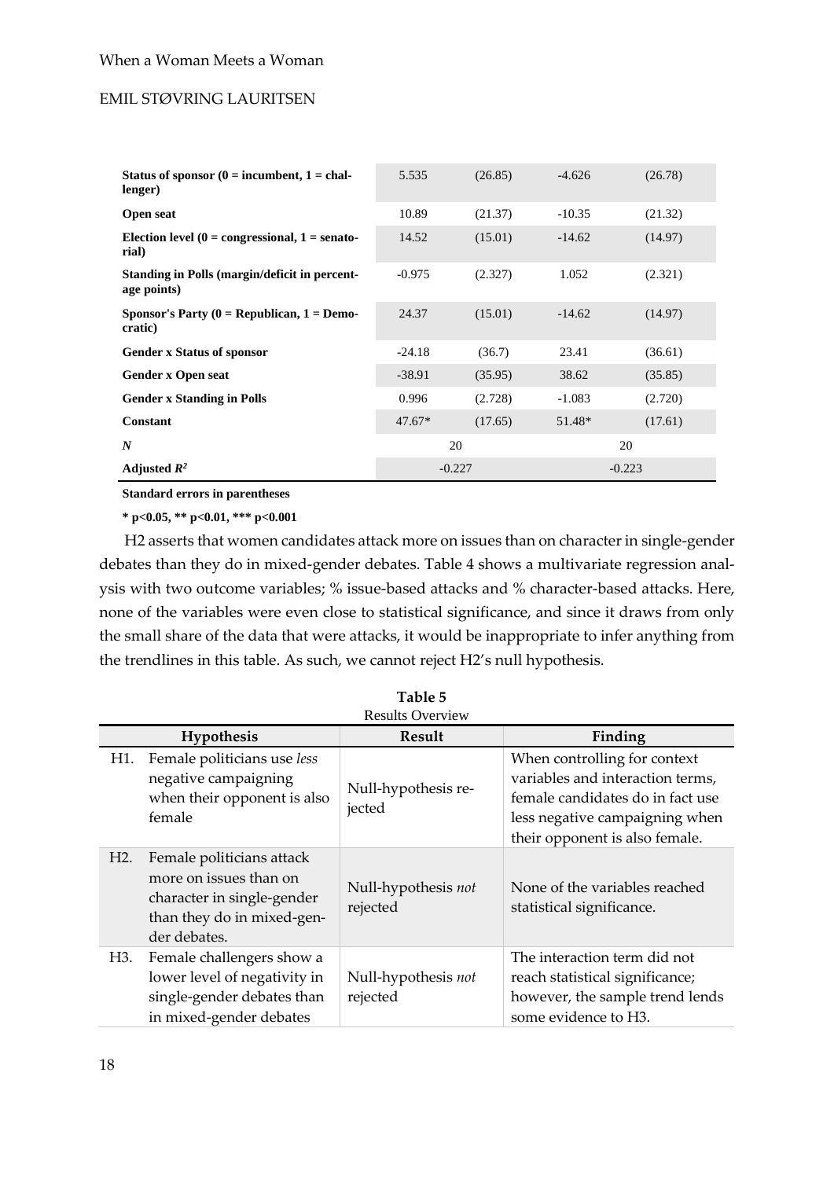| | | | | |
|---|---|---|---|---|
| **Status of sponsor (0 = incumbent, 1 = challenger)** | 5.535 | (26.85) | -4.626 | (26.78) |
| **Open seat** | 10.89 | (21.37) | -10.35 | (21.32) |
| **Election level (0 = congressional, 1 = senatorial)** | 14.52 | (15.01) | -14.62 | (14.97) |
| **Standing in Polls (margin/deficit in percentage points)** | -0.975 | (2.327) | 1.052 | (2.321) |
| **Sponsor's Party (0 = Republican, 1 = Democratic)** | 24.37 | (15.01) | -14.62 | (14.97) |
| **Gender x Status of sponsor** | -24.18 | (36.7) | 23.41 | (36.61) |
| **Gender x Open seat** | -38.91 | (35.95) | 38.62 | (35.85) |
| **Gender x Standing in Polls** | 0.996 | (2.728) | -1.083 | (2.720) |
| **Constant** | 47.67* | (17.65) | 51.48* | (17.61) |
| ***N*** | 20 | | 20 | |
| **Adjusted $R^2$** | -0.227 | | -0.223 | |

**Standard errors in parentheses**

**\* p<0.05, \*\* p<0.01, \*\*\* p<0.001**

H2 asserts that women candidates attack more on issues than on character in single-gender debates than they do in mixed-gender debates. Table 4 shows a multivariate regression analysis with two outcome variables; % issue-based attacks and % character-based attacks. Here, none of the variables were even close to statistical significance, and since it draws from only the small share of the data that were attacks, it would be inappropriate to infer anything from the trendlines in this table. As such, we cannot reject H2's null hypothesis.

**Table 5**
Results Overview

| | Hypothesis | Result | Finding |
|---|---|---|---|
| H1. | Female politicians use *less* negative campaigning when their opponent is also female | Null-hypothesis rejected | When controlling for context variables and interaction terms, female candidates do in fact use less negative campaigning when their opponent is also female. |
| H2. | Female politicians attack more on issues than on character in single-gender than they do in mixed-gender debates. | Null-hypothesis *not* rejected | None of the variables reached statistical significance. |
| H3. | Female challengers show a lower level of negativity in single-gender debates than in mixed-gender debates | Null-hypothesis *not* rejected | The interaction term did not reach statistical significance; however, the sample trend lends some evidence to H3. |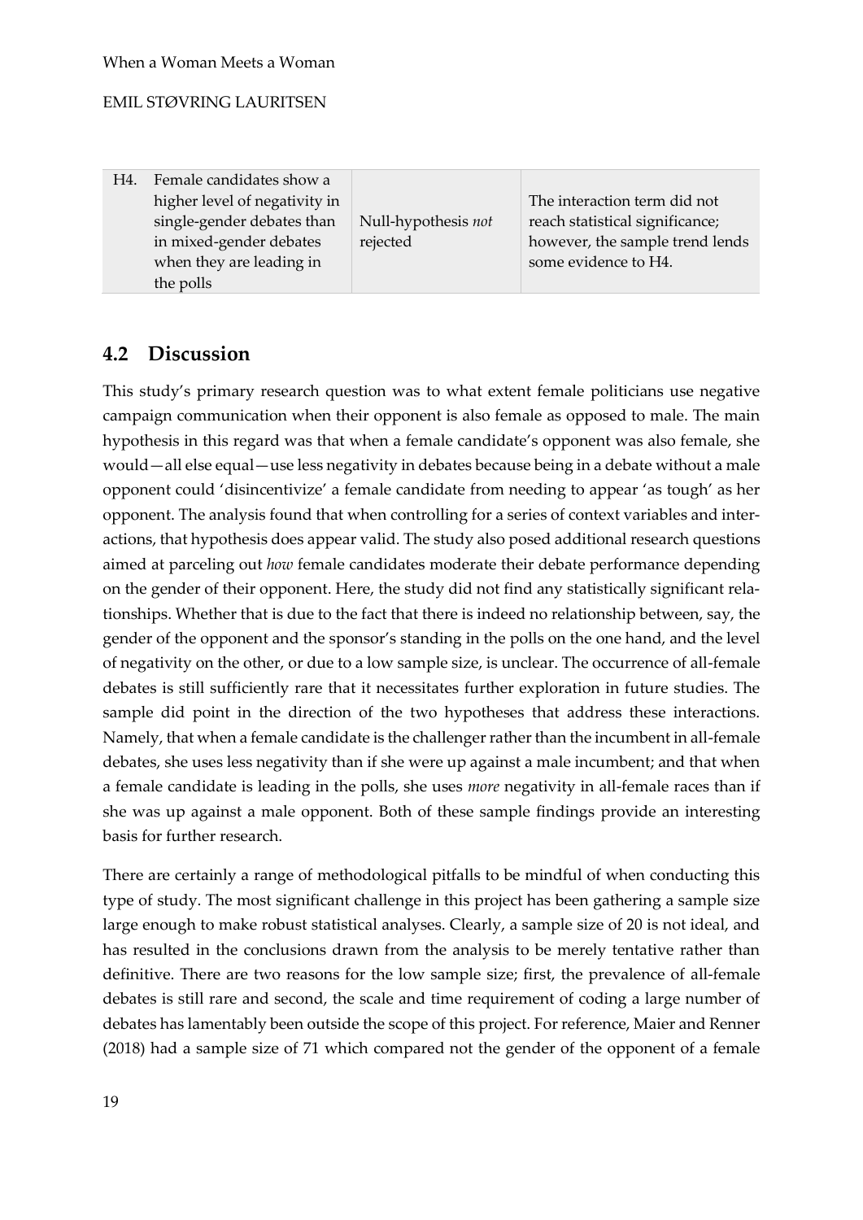| H4. | Female candidates show a higher level of negativity in single-gender debates than in mixed-gender debates when they are leading in the polls | Null-hypothesis *not* rejected | The interaction term did not reach statistical significance; however, the sample trend lends some evidence to H4. |
|---|---|---|---|

## 4.2 Discussion

This study's primary research question was to what extent female politicians use negative campaign communication when their opponent is also female as opposed to male. The main hypothesis in this regard was that when a female candidate's opponent was also female, she would—all else equal—use less negativity in debates because being in a debate without a male opponent could 'disincentivize' a female candidate from needing to appear 'as tough' as her opponent. The analysis found that when controlling for a series of context variables and interactions, that hypothesis does appear valid. The study also posed additional research questions aimed at parceling out *how* female candidates moderate their debate performance depending on the gender of their opponent. Here, the study did not find any statistically significant relationships. Whether that is due to the fact that there is indeed no relationship between, say, the gender of the opponent and the sponsor's standing in the polls on the one hand, and the level of negativity on the other, or due to a low sample size, is unclear. The occurrence of all-female debates is still sufficiently rare that it necessitates further exploration in future studies. The sample did point in the direction of the two hypotheses that address these interactions. Namely, that when a female candidate is the challenger rather than the incumbent in all-female debates, she uses less negativity than if she were up against a male incumbent; and that when a female candidate is leading in the polls, she uses *more* negativity in all-female races than if she was up against a male opponent. Both of these sample findings provide an interesting basis for further research.

There are certainly a range of methodological pitfalls to be mindful of when conducting this type of study. The most significant challenge in this project has been gathering a sample size large enough to make robust statistical analyses. Clearly, a sample size of 20 is not ideal, and has resulted in the conclusions drawn from the analysis to be merely tentative rather than definitive. There are two reasons for the low sample size; first, the prevalence of all-female debates is still rare and second, the scale and time requirement of coding a large number of debates has lamentably been outside the scope of this project. For reference, Maier and Renner (2018) had a sample size of 71 which compared not the gender of the opponent of a female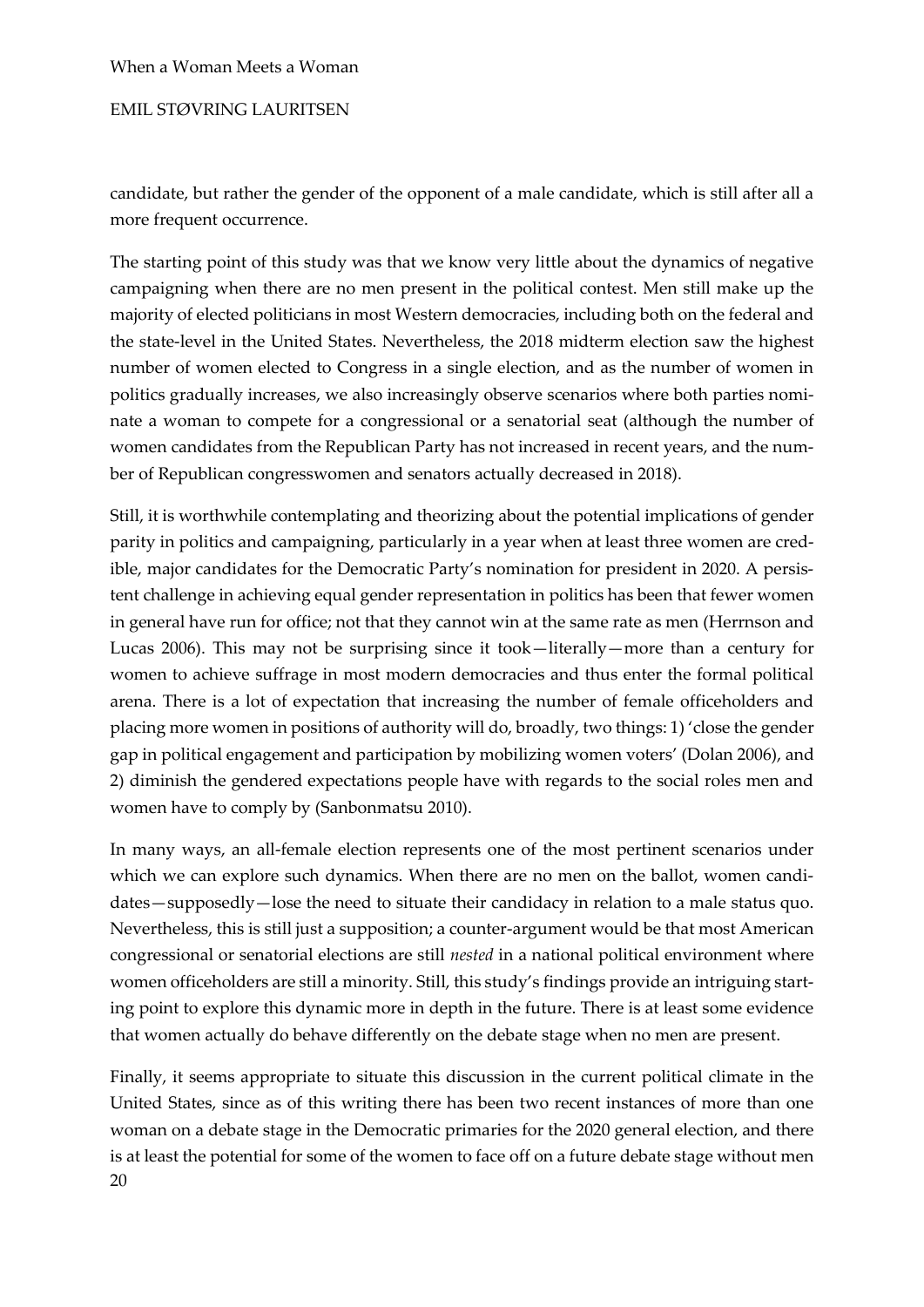candidate, but rather the gender of the opponent of a male candidate, which is still after all a more frequent occurrence.

The starting point of this study was that we know very little about the dynamics of negative campaigning when there are no men present in the political contest. Men still make up the majority of elected politicians in most Western democracies, including both on the federal and the state-level in the United States. Nevertheless, the 2018 midterm election saw the highest number of women elected to Congress in a single election, and as the number of women in politics gradually increases, we also increasingly observe scenarios where both parties nominate a woman to compete for a congressional or a senatorial seat (although the number of women candidates from the Republican Party has not increased in recent years, and the number of Republican congresswomen and senators actually decreased in 2018).

Still, it is worthwhile contemplating and theorizing about the potential implications of gender parity in politics and campaigning, particularly in a year when at least three women are credible, major candidates for the Democratic Party's nomination for president in 2020. A persistent challenge in achieving equal gender representation in politics has been that fewer women in general have run for office; not that they cannot win at the same rate as men (Herrnson and Lucas 2006). This may not be surprising since it took—literally—more than a century for women to achieve suffrage in most modern democracies and thus enter the formal political arena. There is a lot of expectation that increasing the number of female officeholders and placing more women in positions of authority will do, broadly, two things: 1) 'close the gender gap in political engagement and participation by mobilizing women voters' (Dolan 2006), and 2) diminish the gendered expectations people have with regards to the social roles men and women have to comply by (Sanbonmatsu 2010).

In many ways, an all-female election represents one of the most pertinent scenarios under which we can explore such dynamics. When there are no men on the ballot, women candidates—supposedly—lose the need to situate their candidacy in relation to a male status quo. Nevertheless, this is still just a supposition; a counter-argument would be that most American congressional or senatorial elections are still *nested* in a national political environment where women officeholders are still a minority. Still, this study's findings provide an intriguing starting point to explore this dynamic more in depth in the future. There is at least some evidence that women actually do behave differently on the debate stage when no men are present.

Finally, it seems appropriate to situate this discussion in the current political climate in the United States, since as of this writing there has been two recent instances of more than one woman on a debate stage in the Democratic primaries for the 2020 general election, and there is at least the potential for some of the women to face off on a future debate stage without men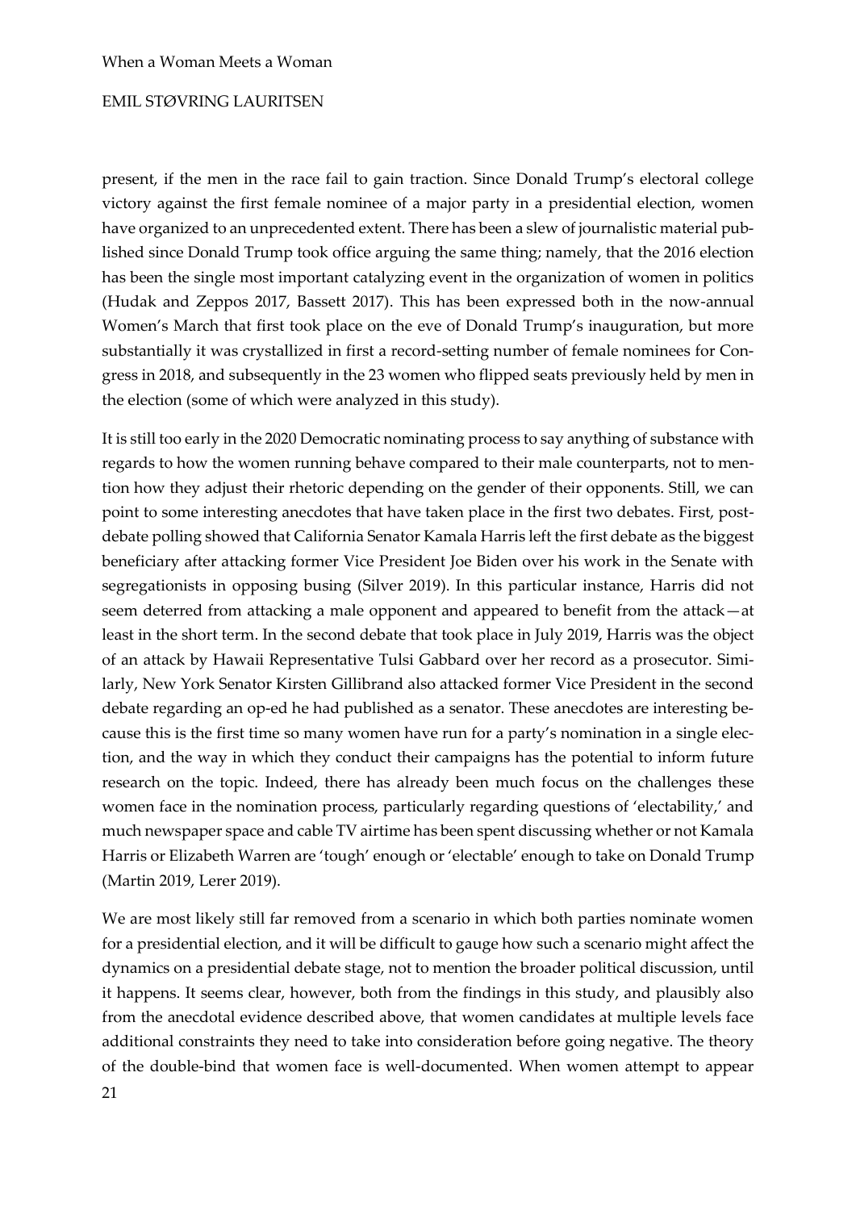present, if the men in the race fail to gain traction. Since Donald Trump's electoral college victory against the first female nominee of a major party in a presidential election, women have organized to an unprecedented extent. There has been a slew of journalistic material published since Donald Trump took office arguing the same thing; namely, that the 2016 election has been the single most important catalyzing event in the organization of women in politics (Hudak and Zeppos 2017, Bassett 2017). This has been expressed both in the now-annual Women's March that first took place on the eve of Donald Trump's inauguration, but more substantially it was crystallized in first a record-setting number of female nominees for Congress in 2018, and subsequently in the 23 women who flipped seats previously held by men in the election (some of which were analyzed in this study).

It is still too early in the 2020 Democratic nominating process to say anything of substance with regards to how the women running behave compared to their male counterparts, not to mention how they adjust their rhetoric depending on the gender of their opponents. Still, we can point to some interesting anecdotes that have taken place in the first two debates. First, post-debate polling showed that California Senator Kamala Harris left the first debate as the biggest beneficiary after attacking former Vice President Joe Biden over his work in the Senate with segregationists in opposing busing (Silver 2019). In this particular instance, Harris did not seem deterred from attacking a male opponent and appeared to benefit from the attack—at least in the short term. In the second debate that took place in July 2019, Harris was the object of an attack by Hawaii Representative Tulsi Gabbard over her record as a prosecutor. Similarly, New York Senator Kirsten Gillibrand also attacked former Vice President in the second debate regarding an op-ed he had published as a senator. These anecdotes are interesting because this is the first time so many women have run for a party's nomination in a single election, and the way in which they conduct their campaigns has the potential to inform future research on the topic. Indeed, there has already been much focus on the challenges these women face in the nomination process, particularly regarding questions of 'electability,' and much newspaper space and cable TV airtime has been spent discussing whether or not Kamala Harris or Elizabeth Warren are 'tough' enough or 'electable' enough to take on Donald Trump (Martin 2019, Lerer 2019).

We are most likely still far removed from a scenario in which both parties nominate women for a presidential election, and it will be difficult to gauge how such a scenario might affect the dynamics on a presidential debate stage, not to mention the broader political discussion, until it happens. It seems clear, however, both from the findings in this study, and plausibly also from the anecdotal evidence described above, that women candidates at multiple levels face additional constraints they need to take into consideration before going negative. The theory of the double-bind that women face is well-documented. When women attempt to appear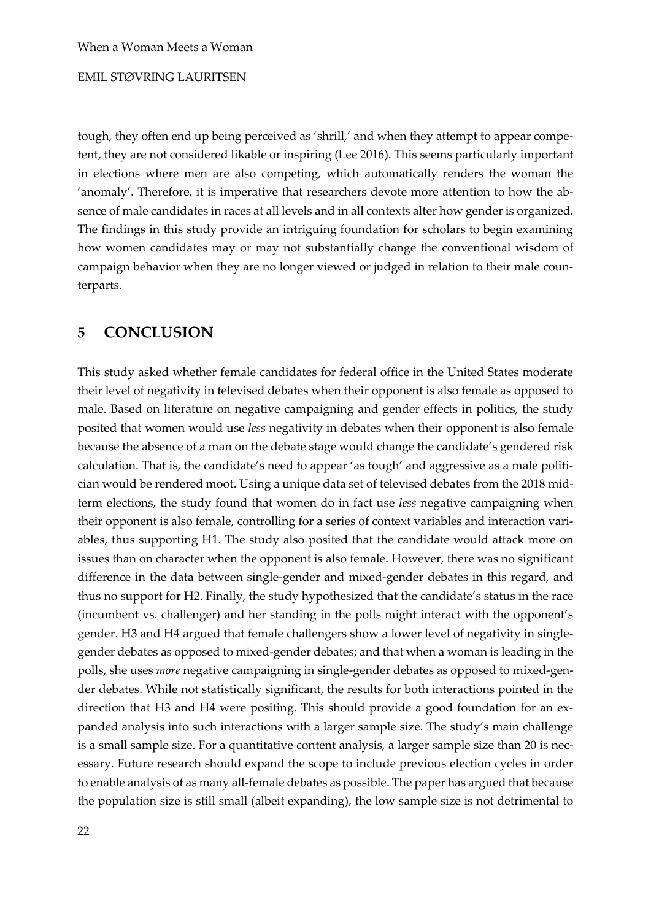tough, they often end up being perceived as 'shrill,' and when they attempt to appear competent, they are not considered likable or inspiring (Lee 2016). This seems particularly important in elections where men are also competing, which automatically renders the woman the 'anomaly'. Therefore, it is imperative that researchers devote more attention to how the absence of male candidates in races at all levels and in all contexts alter how gender is organized. The findings in this study provide an intriguing foundation for scholars to begin examining how women candidates may or may not substantially change the conventional wisdom of campaign behavior when they are no longer viewed or judged in relation to their male counterparts.

## 5 CONCLUSION

This study asked whether female candidates for federal office in the United States moderate their level of negativity in televised debates when their opponent is also female as opposed to male. Based on literature on negative campaigning and gender effects in politics, the study posited that women would use *less* negativity in debates when their opponent is also female because the absence of a man on the debate stage would change the candidate's gendered risk calculation. That is, the candidate's need to appear 'as tough' and aggressive as a male politician would be rendered moot. Using a unique data set of televised debates from the 2018 midterm elections, the study found that women do in fact use *less* negative campaigning when their opponent is also female, controlling for a series of context variables and interaction variables, thus supporting H1. The study also posited that the candidate would attack more on issues than on character when the opponent is also female. However, there was no significant difference in the data between single-gender and mixed-gender debates in this regard, and thus no support for H2. Finally, the study hypothesized that the candidate's status in the race (incumbent vs. challenger) and her standing in the polls might interact with the opponent's gender. H3 and H4 argued that female challengers show a lower level of negativity in single-gender debates as opposed to mixed-gender debates; and that when a woman is leading in the polls, she uses *more* negative campaigning in single-gender debates as opposed to mixed-gender debates. While not statistically significant, the results for both interactions pointed in the direction that H3 and H4 were positing. This should provide a good foundation for an expanded analysis into such interactions with a larger sample size. The study's main challenge is a small sample size. For a quantitative content analysis, a larger sample size than 20 is necessary. Future research should expand the scope to include previous election cycles in order to enable analysis of as many all-female debates as possible. The paper has argued that because the population size is still small (albeit expanding), the low sample size is not detrimental to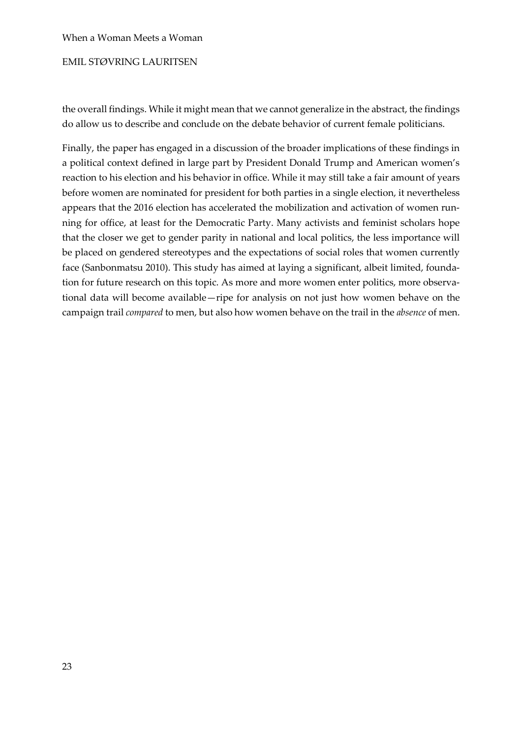the overall findings. While it might mean that we cannot generalize in the abstract, the findings do allow us to describe and conclude on the debate behavior of current female politicians.

Finally, the paper has engaged in a discussion of the broader implications of these findings in a political context defined in large part by President Donald Trump and American women's reaction to his election and his behavior in office. While it may still take a fair amount of years before women are nominated for president for both parties in a single election, it nevertheless appears that the 2016 election has accelerated the mobilization and activation of women running for office, at least for the Democratic Party. Many activists and feminist scholars hope that the closer we get to gender parity in national and local politics, the less importance will be placed on gendered stereotypes and the expectations of social roles that women currently face (Sanbonmatsu 2010). This study has aimed at laying a significant, albeit limited, foundation for future research on this topic. As more and more women enter politics, more observational data will become available—ripe for analysis on not just how women behave on the campaign trail *compared* to men, but also how women behave on the trail in the *absence* of men.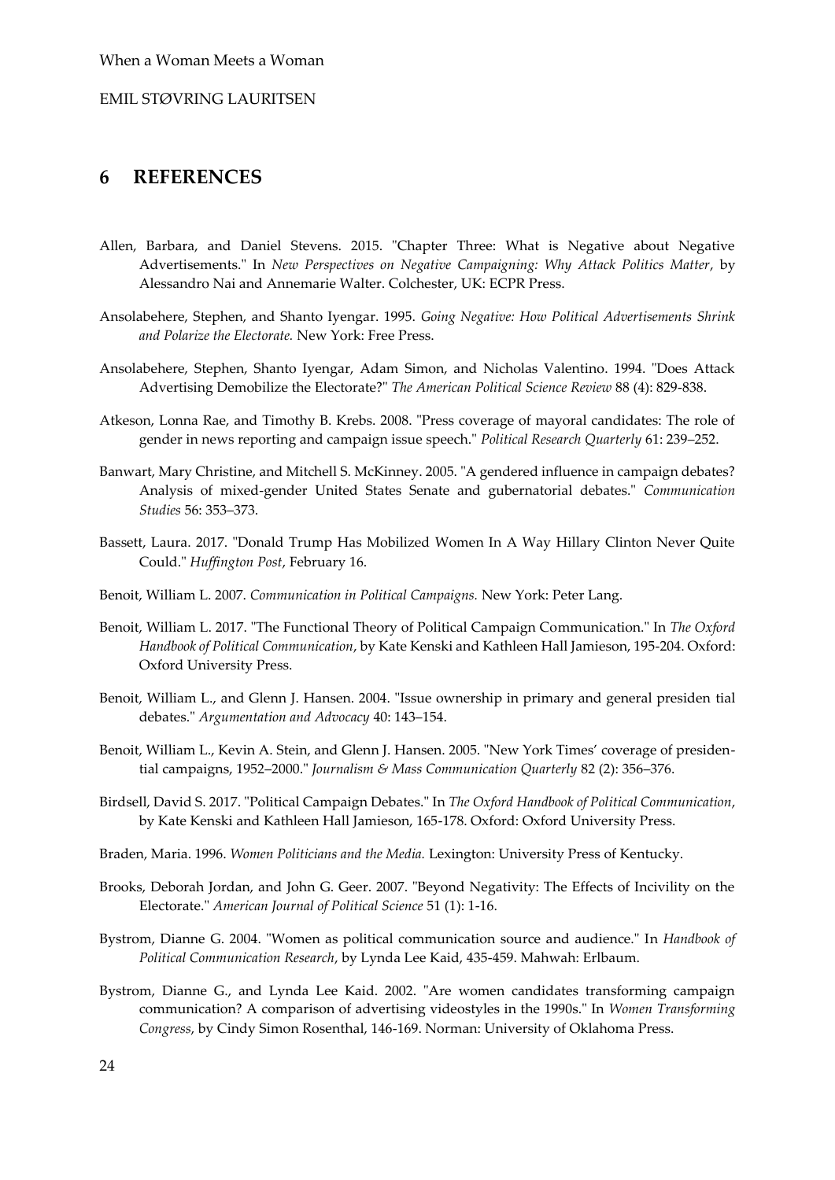# 6 REFERENCES

Allen, Barbara, and Daniel Stevens. 2015. "Chapter Three: What is Negative about Negative Advertisements." In *New Perspectives on Negative Campaigning: Why Attack Politics Matter*, by Alessandro Nai and Annemarie Walter. Colchester, UK: ECPR Press.

Ansolabehere, Stephen, and Shanto Iyengar. 1995. *Going Negative: How Political Advertisements Shrink and Polarize the Electorate.* New York: Free Press.

Ansolabehere, Stephen, Shanto Iyengar, Adam Simon, and Nicholas Valentino. 1994. "Does Attack Advertising Demobilize the Electorate?" *The American Political Science Review* 88 (4): 829-838.

Atkeson, Lonna Rae, and Timothy B. Krebs. 2008. "Press coverage of mayoral candidates: The role of gender in news reporting and campaign issue speech." *Political Research Quarterly* 61: 239–252.

Banwart, Mary Christine, and Mitchell S. McKinney. 2005. "A gendered influence in campaign debates? Analysis of mixed-gender United States Senate and gubernatorial debates." *Communication Studies* 56: 353–373.

Bassett, Laura. 2017. "Donald Trump Has Mobilized Women In A Way Hillary Clinton Never Quite Could." *Huffington Post*, February 16.

Benoit, William L. 2007. *Communication in Political Campaigns.* New York: Peter Lang.

Benoit, William L. 2017. "The Functional Theory of Political Campaign Communication." In *The Oxford Handbook of Political Communication*, by Kate Kenski and Kathleen Hall Jamieson, 195-204. Oxford: Oxford University Press.

Benoit, William L., and Glenn J. Hansen. 2004. "Issue ownership in primary and general presiden tial debates." *Argumentation and Advocacy* 40: 143–154.

Benoit, William L., Kevin A. Stein, and Glenn J. Hansen. 2005. "New York Times' coverage of presidential campaigns, 1952–2000." *Journalism & Mass Communication Quarterly* 82 (2): 356–376.

Birdsell, David S. 2017. "Political Campaign Debates." In *The Oxford Handbook of Political Communication*, by Kate Kenski and Kathleen Hall Jamieson, 165-178. Oxford: Oxford University Press.

Braden, Maria. 1996. *Women Politicians and the Media.* Lexington: University Press of Kentucky.

Brooks, Deborah Jordan, and John G. Geer. 2007. "Beyond Negativity: The Effects of Incivility on the Electorate." *American Journal of Political Science* 51 (1): 1-16.

Bystrom, Dianne G. 2004. "Women as political communication source and audience." In *Handbook of Political Communication Research*, by Lynda Lee Kaid, 435-459. Mahwah: Erlbaum.

Bystrom, Dianne G., and Lynda Lee Kaid. 2002. "Are women candidates transforming campaign communication? A comparison of advertising videostyles in the 1990s." In *Women Transforming Congress*, by Cindy Simon Rosenthal, 146-169. Norman: University of Oklahoma Press.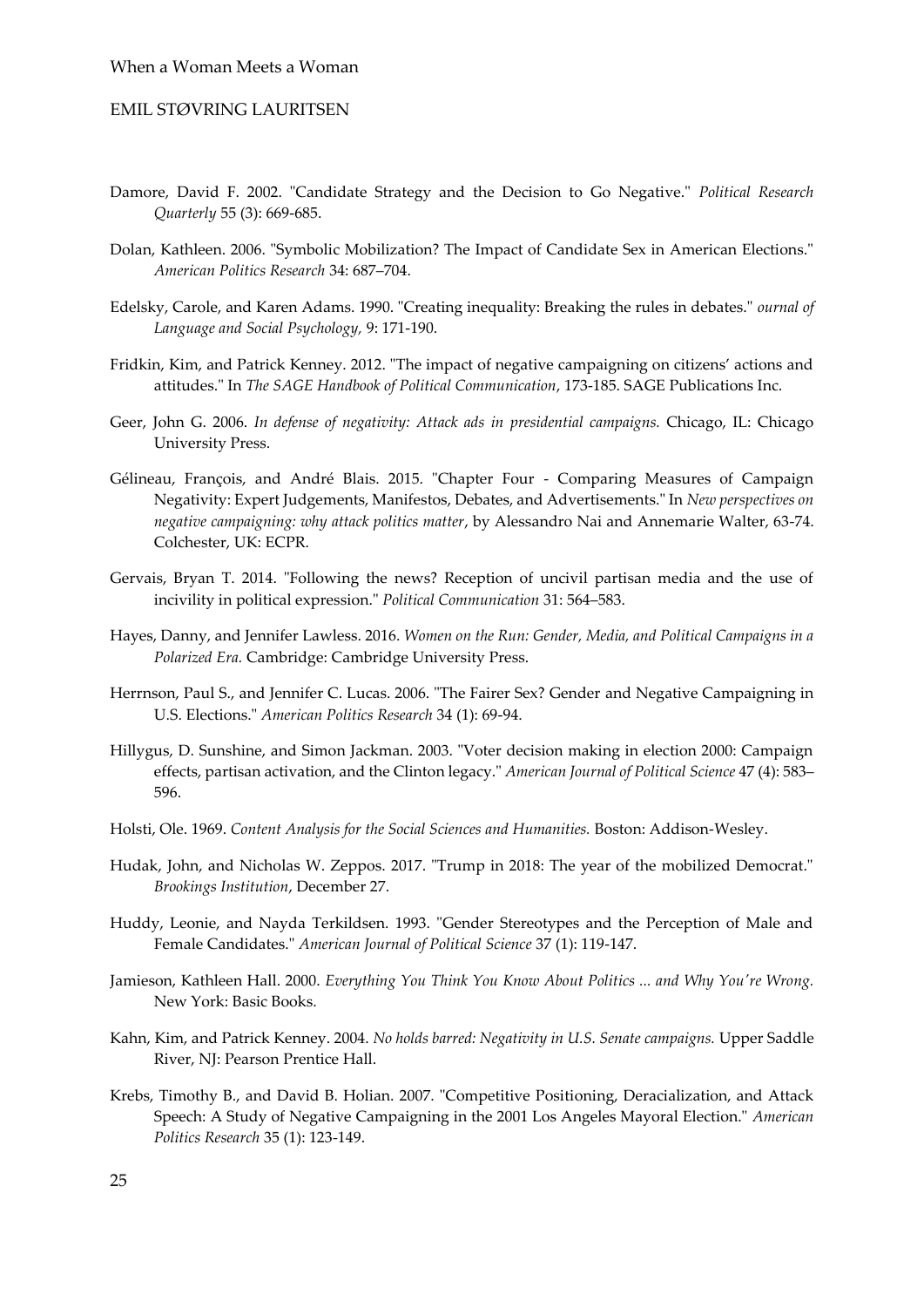Damore, David F. 2002. "Candidate Strategy and the Decision to Go Negative." *Political Research Quarterly* 55 (3): 669-685.

Dolan, Kathleen. 2006. "Symbolic Mobilization? The Impact of Candidate Sex in American Elections." *American Politics Research* 34: 687–704.

Edelsky, Carole, and Karen Adams. 1990. "Creating inequality: Breaking the rules in debates." *ournal of Language and Social Psychology,* 9: 171-190.

Fridkin, Kim, and Patrick Kenney. 2012. "The impact of negative campaigning on citizens' actions and attitudes." In *The SAGE Handbook of Political Communication*, 173-185. SAGE Publications Inc.

Geer, John G. 2006. *In defense of negativity: Attack ads in presidential campaigns.* Chicago, IL: Chicago University Press.

Gélineau, François, and André Blais. 2015. "Chapter Four - Comparing Measures of Campaign Negativity: Expert Judgements, Manifestos, Debates, and Advertisements." In *New perspectives on negative campaigning: why attack politics matter*, by Alessandro Nai and Annemarie Walter, 63-74. Colchester, UK: ECPR.

Gervais, Bryan T. 2014. "Following the news? Reception of uncivil partisan media and the use of incivility in political expression." *Political Communication* 31: 564–583.

Hayes, Danny, and Jennifer Lawless. 2016. *Women on the Run: Gender, Media, and Political Campaigns in a Polarized Era.* Cambridge: Cambridge University Press.

Herrnson, Paul S., and Jennifer C. Lucas. 2006. "The Fairer Sex? Gender and Negative Campaigning in U.S. Elections." *American Politics Research* 34 (1): 69-94.

Hillygus, D. Sunshine, and Simon Jackman. 2003. "Voter decision making in election 2000: Campaign effects, partisan activation, and the Clinton legacy." *American Journal of Political Science* 47 (4): 583–596.

Holsti, Ole. 1969. *Content Analysis for the Social Sciences and Humanities.* Boston: Addison-Wesley.

Hudak, John, and Nicholas W. Zeppos. 2017. "Trump in 2018: The year of the mobilized Democrat." *Brookings Institution*, December 27.

Huddy, Leonie, and Nayda Terkildsen. 1993. "Gender Stereotypes and the Perception of Male and Female Candidates." *American Journal of Political Science* 37 (1): 119-147.

Jamieson, Kathleen Hall. 2000. *Everything You Think You Know About Politics ... and Why You're Wrong.* New York: Basic Books.

Kahn, Kim, and Patrick Kenney. 2004. *No holds barred: Negativity in U.S. Senate campaigns.* Upper Saddle River, NJ: Pearson Prentice Hall.

Krebs, Timothy B., and David B. Holian. 2007. "Competitive Positioning, Deracialization, and Attack Speech: A Study of Negative Campaigning in the 2001 Los Angeles Mayoral Election." *American Politics Research* 35 (1): 123-149.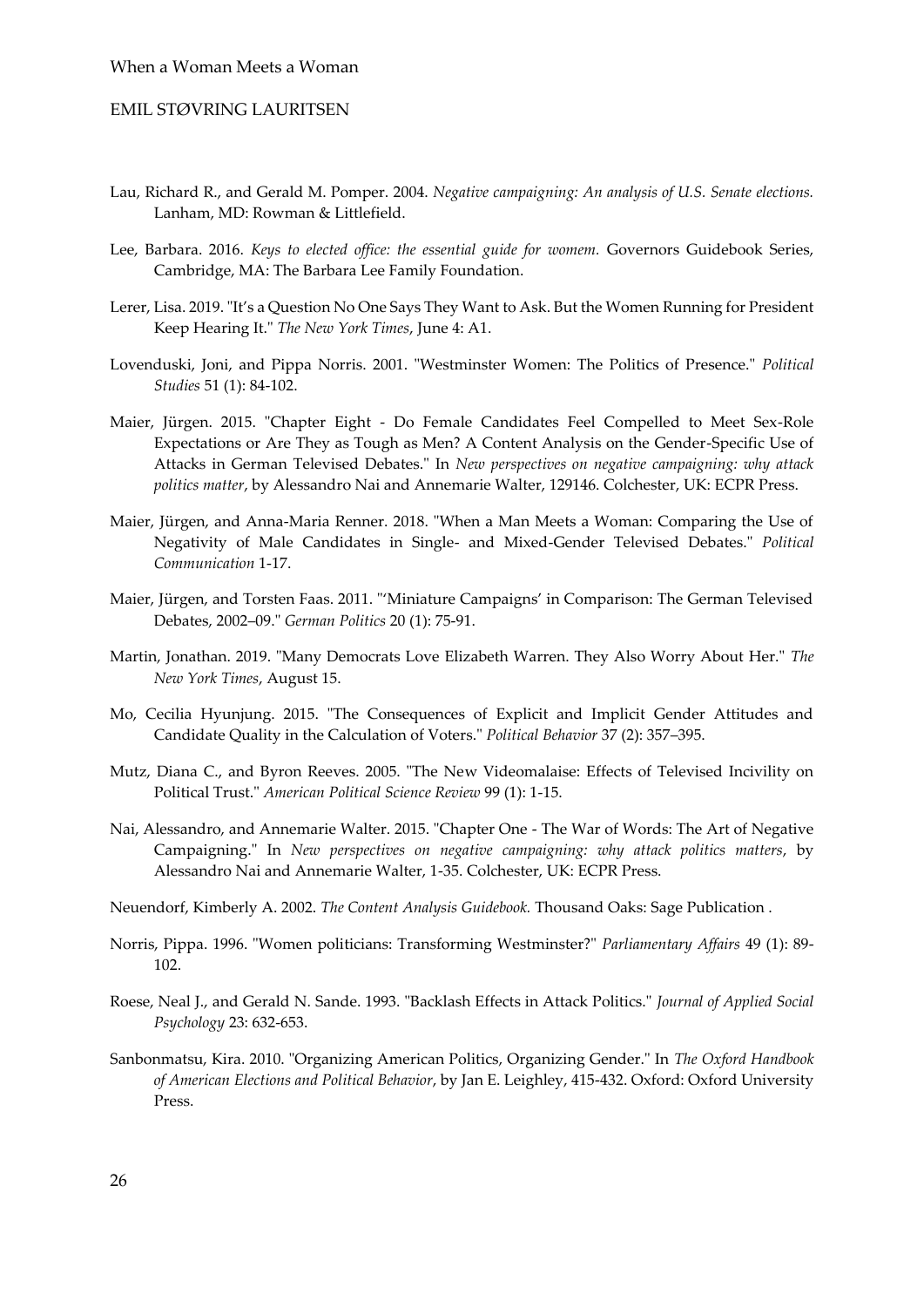Lau, Richard R., and Gerald M. Pomper. 2004. *Negative campaigning: An analysis of U.S. Senate elections.* Lanham, MD: Rowman & Littlefield.

Lee, Barbara. 2016. *Keys to elected office: the essential guide for womem.* Governors Guidebook Series, Cambridge, MA: The Barbara Lee Family Foundation.

Lerer, Lisa. 2019. "It's a Question No One Says They Want to Ask. But the Women Running for President Keep Hearing It." *The New York Times*, June 4: A1.

Lovenduski, Joni, and Pippa Norris. 2001. "Westminster Women: The Politics of Presence." *Political Studies* 51 (1): 84-102.

Maier, Jürgen. 2015. "Chapter Eight - Do Female Candidates Feel Compelled to Meet Sex-Role Expectations or Are They as Tough as Men? A Content Analysis on the Gender-Specific Use of Attacks in German Televised Debates." In *New perspectives on negative campaigning: why attack politics matter*, by Alessandro Nai and Annemarie Walter, 129146. Colchester, UK: ECPR Press.

Maier, Jürgen, and Anna-Maria Renner. 2018. "When a Man Meets a Woman: Comparing the Use of Negativity of Male Candidates in Single- and Mixed-Gender Televised Debates." *Political Communication* 1-17.

Maier, Jürgen, and Torsten Faas. 2011. "'Miniature Campaigns' in Comparison: The German Televised Debates, 2002–09." *German Politics* 20 (1): 75-91.

Martin, Jonathan. 2019. "Many Democrats Love Elizabeth Warren. They Also Worry About Her." *The New York Times*, August 15.

Mo, Cecilia Hyunjung. 2015. "The Consequences of Explicit and Implicit Gender Attitudes and Candidate Quality in the Calculation of Voters." *Political Behavior* 37 (2): 357–395.

Mutz, Diana C., and Byron Reeves. 2005. "The New Videomalaise: Effects of Televised Incivility on Political Trust." *American Political Science Review* 99 (1): 1-15.

Nai, Alessandro, and Annemarie Walter. 2015. "Chapter One - The War of Words: The Art of Negative Campaigning." In *New perspectives on negative campaigning: why attack politics matters*, by Alessandro Nai and Annemarie Walter, 1-35. Colchester, UK: ECPR Press.

Neuendorf, Kimberly A. 2002. *The Content Analysis Guidebook.* Thousand Oaks: Sage Publication .

Norris, Pippa. 1996. "Women politicians: Transforming Westminster?" *Parliamentary Affairs* 49 (1): 89-102.

Roese, Neal J., and Gerald N. Sande. 1993. "Backlash Effects in Attack Politics." *Journal of Applied Social Psychology* 23: 632-653.

Sanbonmatsu, Kira. 2010. "Organizing American Politics, Organizing Gender." In *The Oxford Handbook of American Elections and Political Behavior*, by Jan E. Leighley, 415-432. Oxford: Oxford University Press.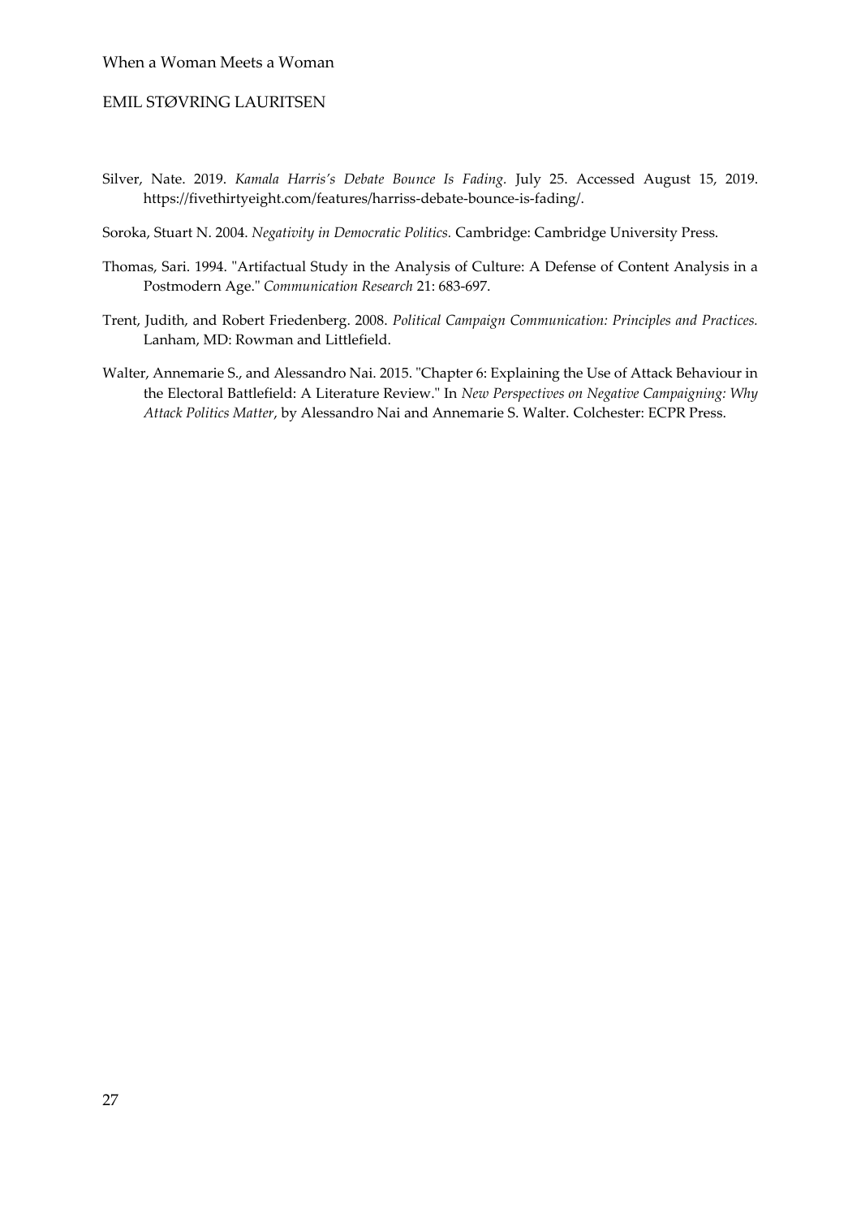Silver, Nate. 2019. *Kamala Harris's Debate Bounce Is Fading.* July 25. Accessed August 15, 2019. https://fivethirtyeight.com/features/harriss-debate-bounce-is-fading/.

Soroka, Stuart N. 2004. *Negativity in Democratic Politics.* Cambridge: Cambridge University Press.

Thomas, Sari. 1994. "Artifactual Study in the Analysis of Culture: A Defense of Content Analysis in a Postmodern Age." *Communication Research* 21: 683-697.

Trent, Judith, and Robert Friedenberg. 2008. *Political Campaign Communication: Principles and Practices.* Lanham, MD: Rowman and Littlefield.

Walter, Annemarie S., and Alessandro Nai. 2015. "Chapter 6: Explaining the Use of Attack Behaviour in the Electoral Battlefield: A Literature Review." In *New Perspectives on Negative Campaigning: Why Attack Politics Matter*, by Alessandro Nai and Annemarie S. Walter. Colchester: ECPR Press.